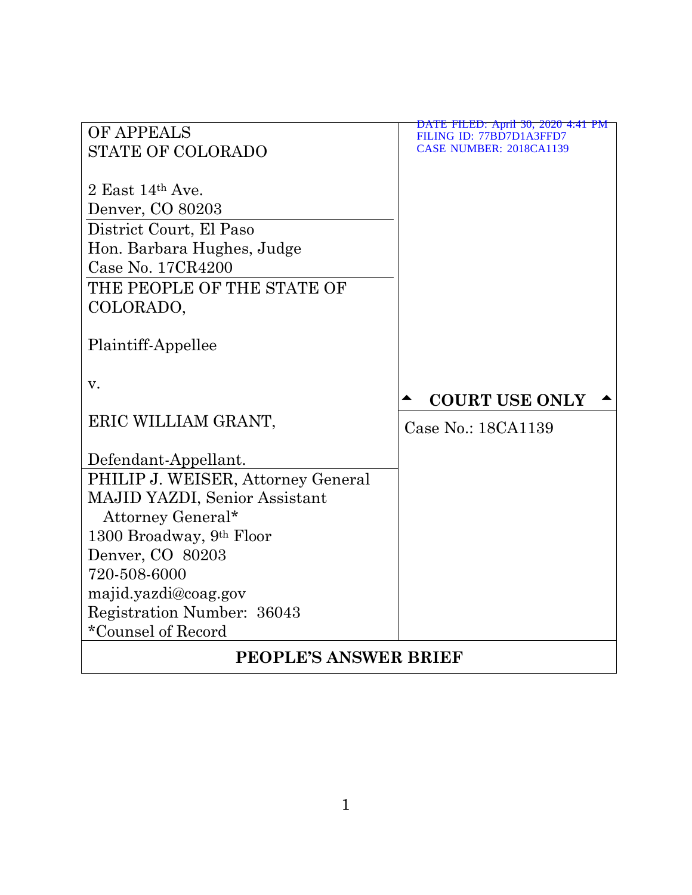| | |
|---|---|
| OF APPEALS<br>STATE OF COLORADO<br><br>2 East 14th Ave.<br>Denver, CO 80203 | DATE FILED: April 30, 2020 4:41 PM<br>FILING ID: 77BD7D1A3FFD7<br>CASE NUMBER: 2018CA1139 |
| District Court, El Paso<br>Hon. Barbara Hughes, Judge<br>Case No. 17CR4200 | |
| THE PEOPLE OF THE STATE OF COLORADO,<br><br>Plaintiff-Appellee<br><br>v.<br><br>ERIC WILLIAM GRANT,<br><br>Defendant-Appellant. | ▲ **COURT USE ONLY** ▲<br><br>Case No.: 18CA1139 |
| PHILIP J. WEISER, Attorney General<br>MAJID YAZDI, Senior Assistant Attorney General*<br>1300 Broadway, 9th Floor<br>Denver, CO 80203<br>720-508-6000<br>majid.yazdi@coag.gov<br>Registration Number: 36043<br>*Counsel of Record | |

**PEOPLE'S ANSWER BRIEF**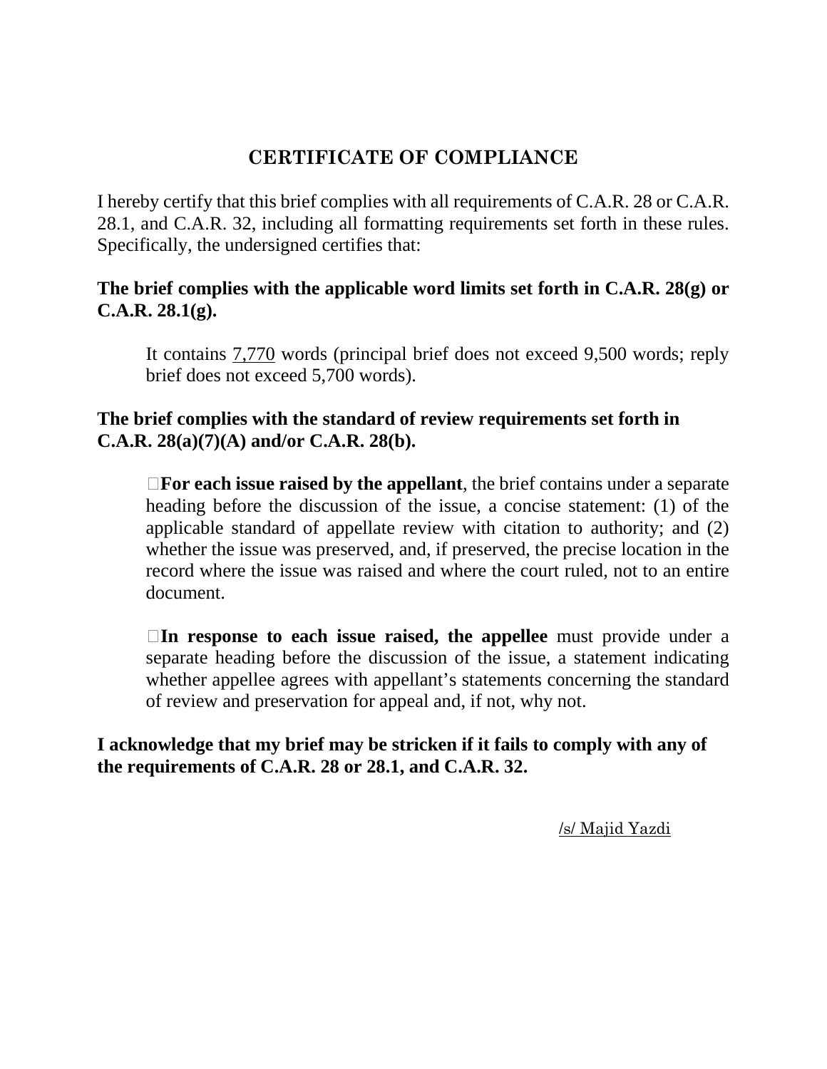# CERTIFICATE OF COMPLIANCE

I hereby certify that this brief complies with all requirements of C.A.R. 28 or C.A.R. 28.1, and C.A.R. 32, including all formatting requirements set forth in these rules. Specifically, the undersigned certifies that:

**The brief complies with the applicable word limits set forth in C.A.R. 28(g) or C.A.R. 28.1(g).**

> It contains 7,770 words (principal brief does not exceed 9,500 words; reply brief does not exceed 5,700 words).

**The brief complies with the standard of review requirements set forth in C.A.R. 28(a)(7)(A) and/or C.A.R. 28(b).**

> ☐**For each issue raised by the appellant**, the brief contains under a separate heading before the discussion of the issue, a concise statement: (1) of the applicable standard of appellate review with citation to authority; and (2) whether the issue was preserved, and, if preserved, the precise location in the record where the issue was raised and where the court ruled, not to an entire document.
>
> ☐**In response to each issue raised, the appellee** must provide under a separate heading before the discussion of the issue, a statement indicating whether appellee agrees with appellant's statements concerning the standard of review and preservation for appeal and, if not, why not.

**I acknowledge that my brief may be stricken if it fails to comply with any of the requirements of C.A.R. 28 or 28.1, and C.A.R. 32.**

/s/ Majid Yazdi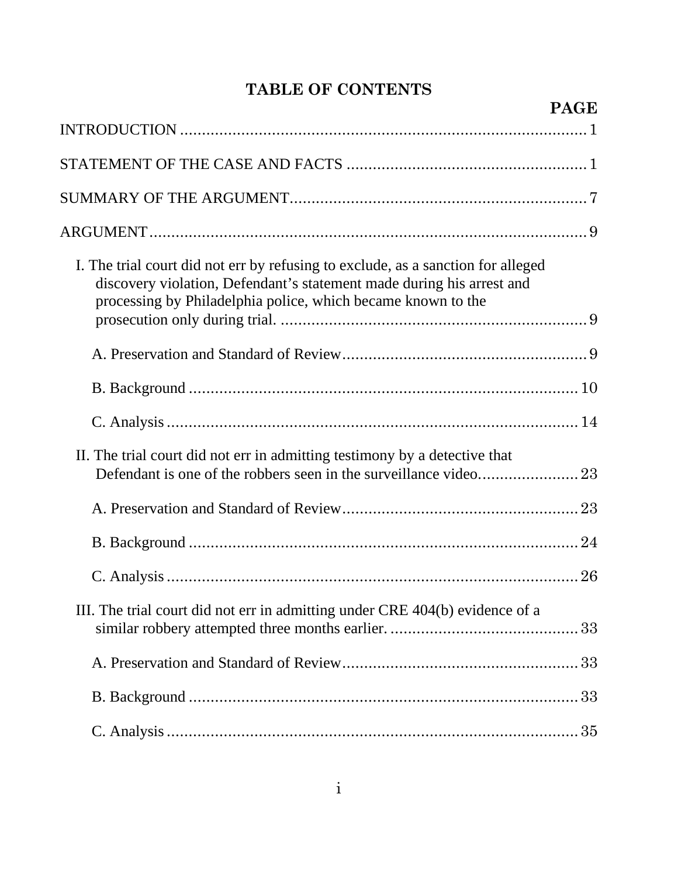# TABLE OF CONTENTS

**PAGE**

INTRODUCTION ........................................................................................... 1

STATEMENT OF THE CASE AND FACTS ...................................................... 1

SUMMARY OF THE ARGUMENT.................................................................... 7

ARGUMENT.................................................................................................... 9

I. The trial court did not err by refusing to exclude, as a sanction for alleged discovery violation, Defendant's statement made during his arrest and processing by Philadelphia police, which became known to the prosecution only during trial. ..................................................................... 9

A. Preservation and Standard of Review........................................................ 9

B. Background .......................................................................................... 10

C. Analysis ............................................................................................... 14

II. The trial court did not err in admitting testimony by a detective that Defendant is one of the robbers seen in the surveillance video....................... 23

A. Preservation and Standard of Review...................................................... 23

B. Background .......................................................................................... 24

C. Analysis ............................................................................................... 26

III. The trial court did not err in admitting under CRE 404(b) evidence of a similar robbery attempted three months earlier. ............................................ 33

A. Preservation and Standard of Review...................................................... 33

B. Background .......................................................................................... 33

C. Analysis ............................................................................................... 35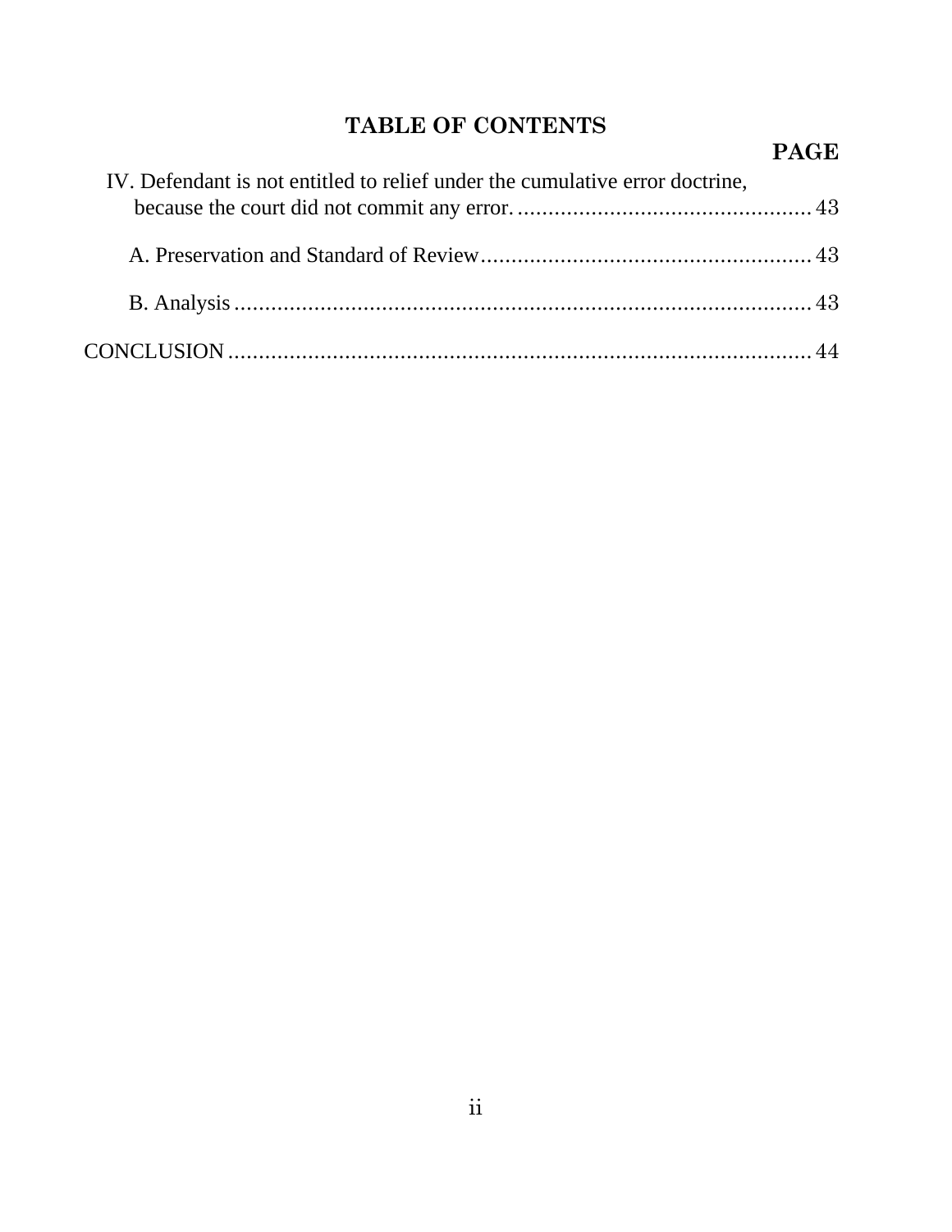## TABLE OF CONTENTS

| | PAGE |
|---|---|
| IV. Defendant is not entitled to relief under the cumulative error doctrine, because the court did not commit any error. | 43 |
| A. Preservation and Standard of Review | 43 |
| B. Analysis | 43 |
| CONCLUSION | 44 |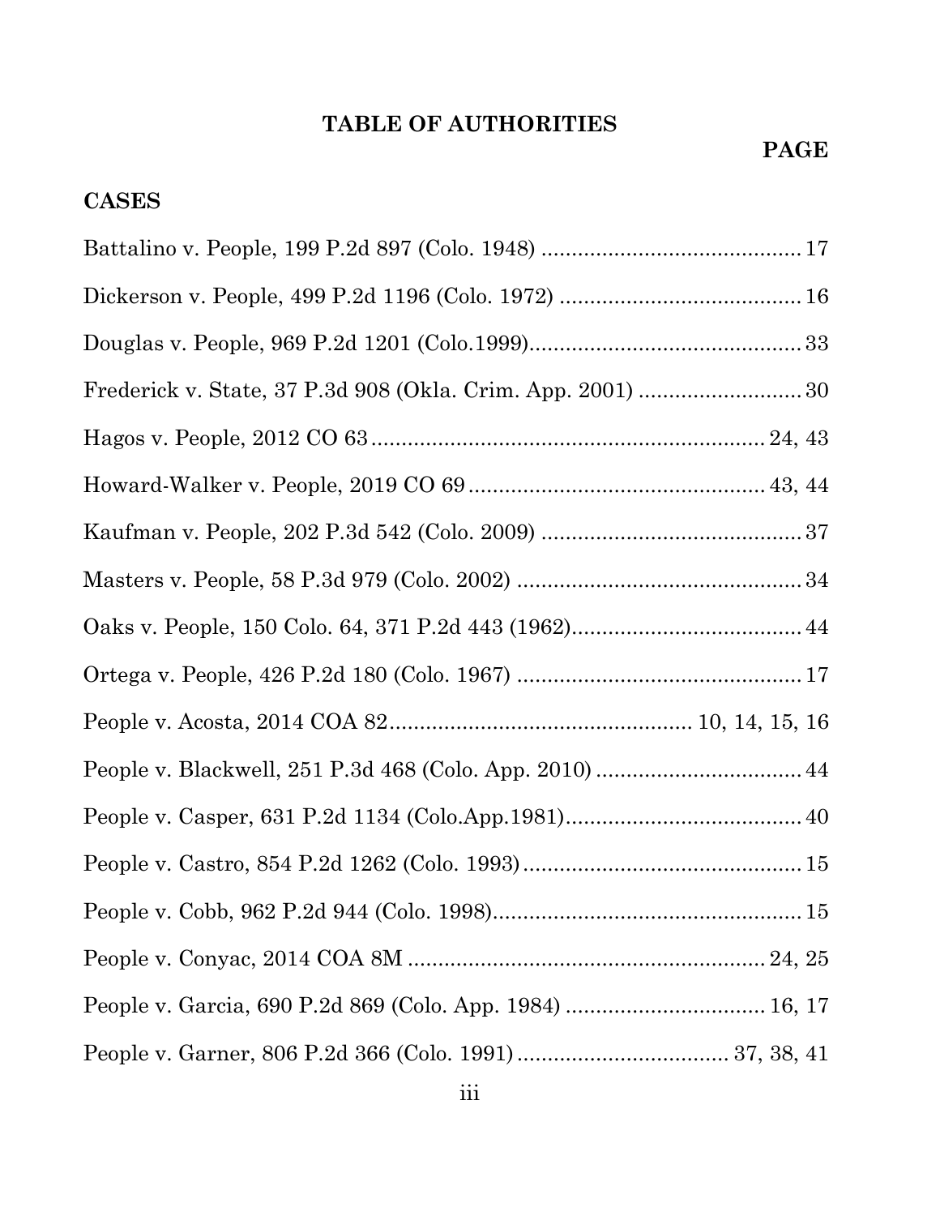# TABLE OF AUTHORITIES

**PAGE**

## CASES

Battalino v. People, 199 P.2d 897 (Colo. 1948) .......................................... 17

Dickerson v. People, 499 P.2d 1196 (Colo. 1972) ....................................... 16

Douglas v. People, 969 P.2d 1201 (Colo.1999)............................................ 33

Frederick v. State, 37 P.3d 908 (Okla. Crim. App. 2001) .......................... 30

Hagos v. People, 2012 CO 63 ................................................................ 24, 43

Howard-Walker v. People, 2019 CO 69 ................................................ 43, 44

Kaufman v. People, 202 P.3d 542 (Colo. 2009) .......................................... 37

Masters v. People, 58 P.3d 979 (Colo. 2002) .............................................. 34

Oaks v. People, 150 Colo. 64, 371 P.2d 443 (1962)..................................... 44

Ortega v. People, 426 P.2d 180 (Colo. 1967) .............................................. 17

People v. Acosta, 2014 COA 82................................................. 10, 14, 15, 16

People v. Blackwell, 251 P.3d 468 (Colo. App. 2010) ................................. 44

People v. Casper, 631 P.2d 1134 (Colo.App.1981)....................................... 40

People v. Castro, 854 P.2d 1262 (Colo. 1993) ............................................. 15

People v. Cobb, 962 P.2d 944 (Colo. 1998)................................................... 15

People v. Conyac, 2014 COA 8M .......................................................... 24, 25

People v. Garcia, 690 P.2d 869 (Colo. App. 1984) ................................. 16, 17

People v. Garner, 806 P.2d 366 (Colo. 1991) .................................. 37, 38, 41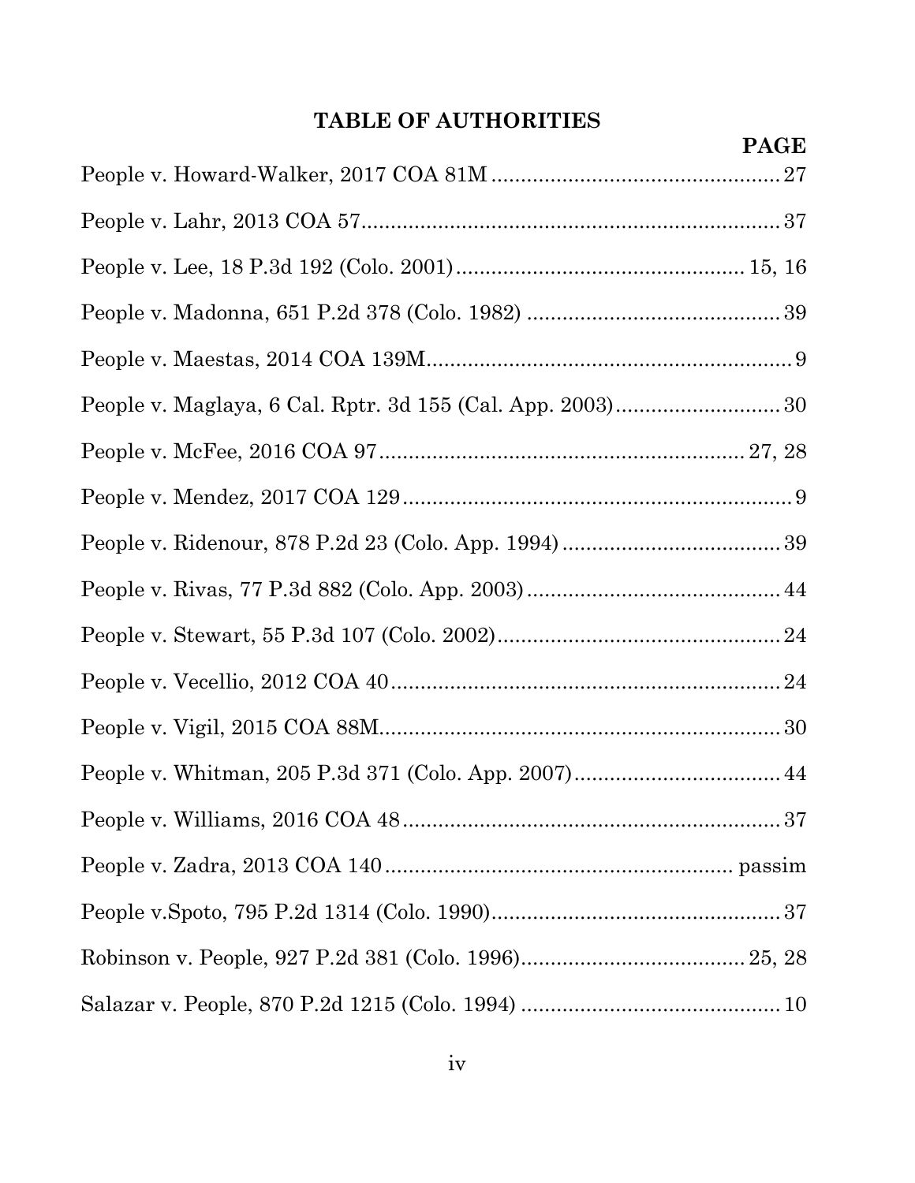## TABLE OF AUTHORITIES

| | PAGE |
|---|---|
| People v. Howard-Walker, 2017 COA 81M | 27 |
| People v. Lahr, 2013 COA 57 | 37 |
| People v. Lee, 18 P.3d 192 (Colo. 2001) | 15, 16 |
| People v. Madonna, 651 P.2d 378 (Colo. 1982) | 39 |
| People v. Maestas, 2014 COA 139M | 9 |
| People v. Maglaya, 6 Cal. Rptr. 3d 155 (Cal. App. 2003) | 30 |
| People v. McFee, 2016 COA 97 | 27, 28 |
| People v. Mendez, 2017 COA 129 | 9 |
| People v. Ridenour, 878 P.2d 23 (Colo. App. 1994) | 39 |
| People v. Rivas, 77 P.3d 882 (Colo. App. 2003) | 44 |
| People v. Stewart, 55 P.3d 107 (Colo. 2002) | 24 |
| People v. Vecellio, 2012 COA 40 | 24 |
| People v. Vigil, 2015 COA 88M | 30 |
| People v. Whitman, 205 P.3d 371 (Colo. App. 2007) | 44 |
| People v. Williams, 2016 COA 48 | 37 |
| People v. Zadra, 2013 COA 140 | passim |
| People v.Spoto, 795 P.2d 1314 (Colo. 1990) | 37 |
| Robinson v. People, 927 P.2d 381 (Colo. 1996) | 25, 28 |
| Salazar v. People, 870 P.2d 1215 (Colo. 1994) | 10 |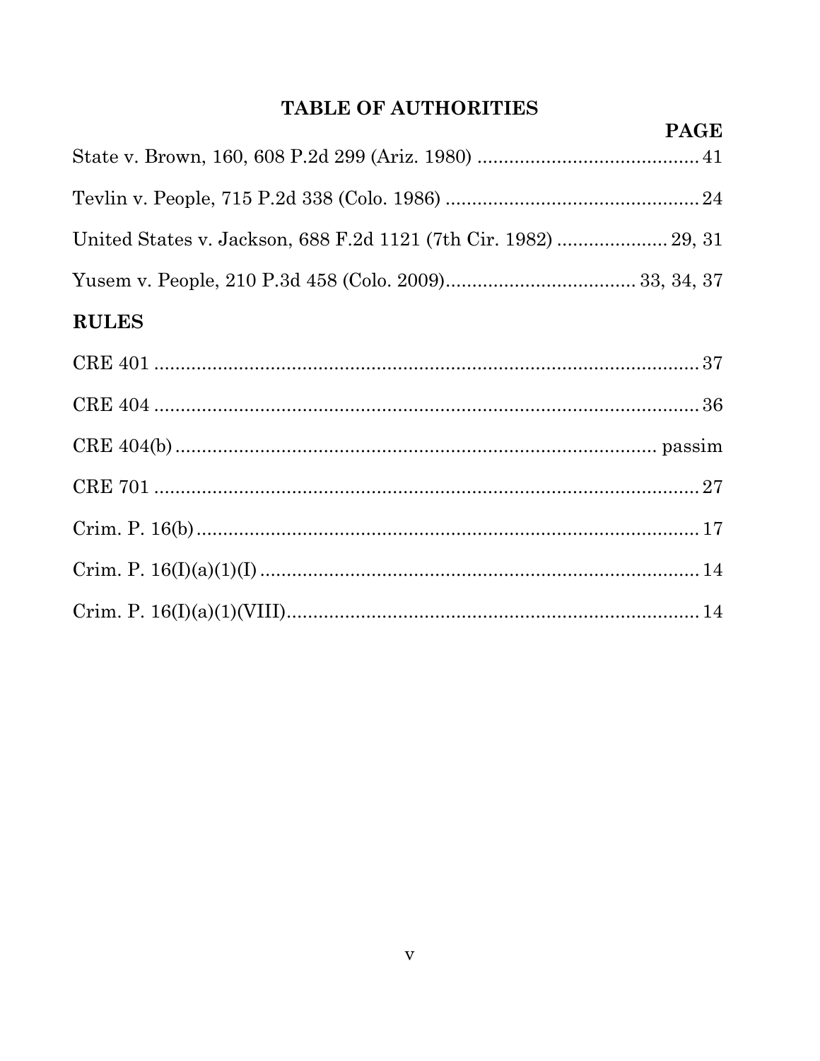# TABLE OF AUTHORITIES

**PAGE**

State v. Brown, 160, 608 P.2d 299 (Ariz. 1980) .......................................... 41

Tevlin v. People, 715 P.2d 338 (Colo. 1986) ............................................... 24

United States v. Jackson, 688 F.2d 1121 (7th Cir. 1982) ..................... 29, 31

Yusem v. People, 210 P.3d 458 (Colo. 2009)................................... 33, 34, 37

## RULES

CRE 401 ........................................................................................................ 37

CRE 404 ........................................................................................................ 36

CRE 404(b) ........................................................................................... passim

CRE 701 ........................................................................................................ 27

Crim. P. 16(b) ................................................................................................ 17

Crim. P. 16(I)(a)(1)(I) .................................................................................... 14

Crim. P. 16(I)(a)(1)(VIII)............................................................................... 14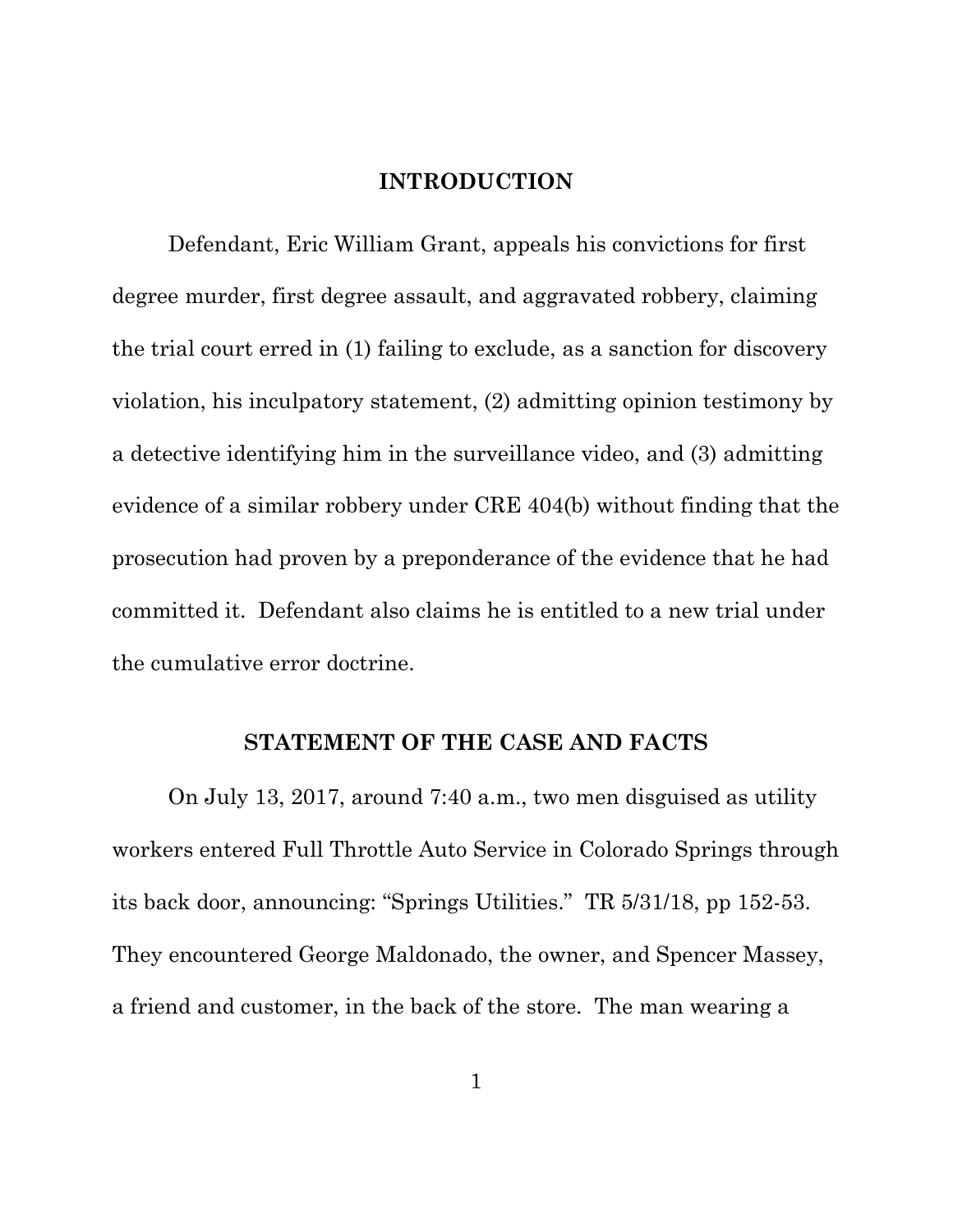## INTRODUCTION

Defendant, Eric William Grant, appeals his convictions for first degree murder, first degree assault, and aggravated robbery, claiming the trial court erred in (1) failing to exclude, as a sanction for discovery violation, his inculpatory statement, (2) admitting opinion testimony by a detective identifying him in the surveillance video, and (3) admitting evidence of a similar robbery under CRE 404(b) without finding that the prosecution had proven by a preponderance of the evidence that he had committed it. Defendant also claims he is entitled to a new trial under the cumulative error doctrine.

## STATEMENT OF THE CASE AND FACTS

On July 13, 2017, around 7:40 a.m., two men disguised as utility workers entered Full Throttle Auto Service in Colorado Springs through its back door, announcing: "Springs Utilities." TR 5/31/18, pp 152-53. They encountered George Maldonado, the owner, and Spencer Massey, a friend and customer, in the back of the store. The man wearing a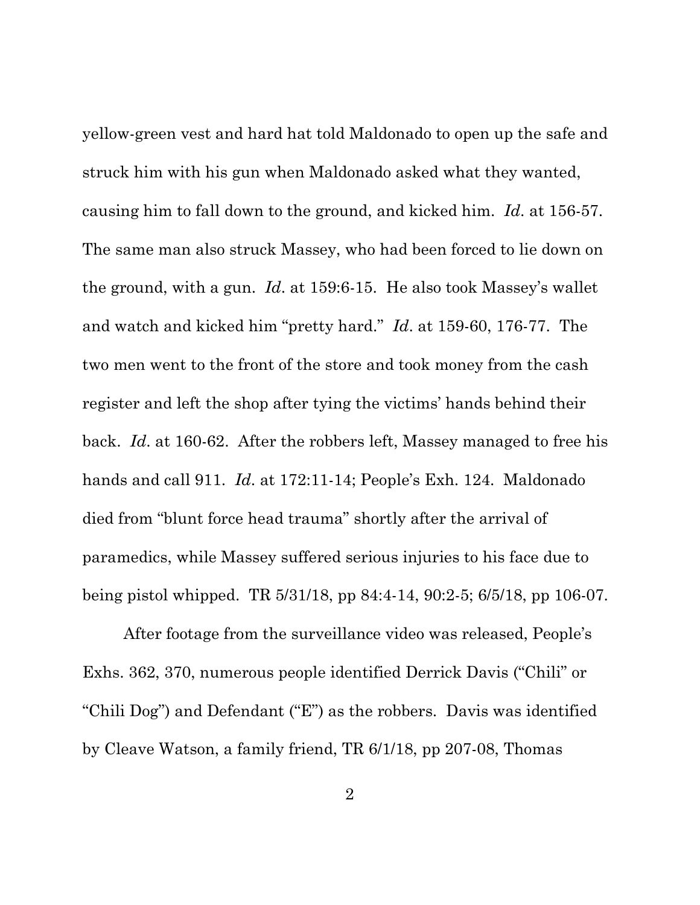yellow-green vest and hard hat told Maldonado to open up the safe and struck him with his gun when Maldonado asked what they wanted, causing him to fall down to the ground, and kicked him. *Id*. at 156-57. The same man also struck Massey, who had been forced to lie down on the ground, with a gun. *Id*. at 159:6-15. He also took Massey's wallet and watch and kicked him "pretty hard." *Id*. at 159-60, 176-77. The two men went to the front of the store and took money from the cash register and left the shop after tying the victims' hands behind their back. *Id*. at 160-62. After the robbers left, Massey managed to free his hands and call 911. *Id*. at 172:11-14; People's Exh. 124. Maldonado died from "blunt force head trauma" shortly after the arrival of paramedics, while Massey suffered serious injuries to his face due to being pistol whipped. TR 5/31/18, pp 84:4-14, 90:2-5; 6/5/18, pp 106-07.

After footage from the surveillance video was released, People's Exhs. 362, 370, numerous people identified Derrick Davis ("Chili" or "Chili Dog") and Defendant ("E") as the robbers. Davis was identified by Cleave Watson, a family friend, TR 6/1/18, pp 207-08, Thomas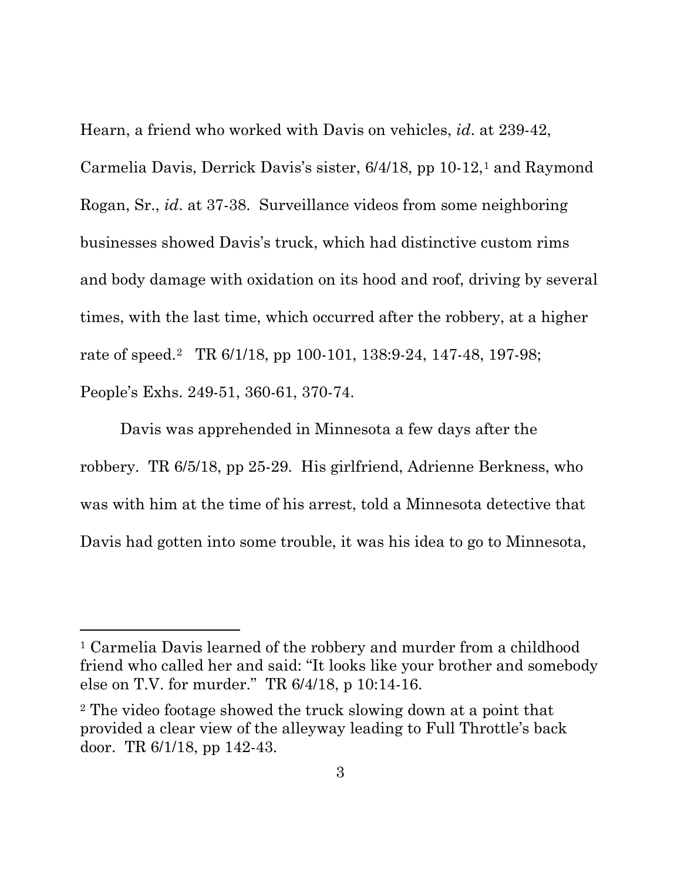Hearn, a friend who worked with Davis on vehicles, *id*. at 239-42, Carmelia Davis, Derrick Davis's sister, 6/4/18, pp 10-12,[1] and Raymond Rogan, Sr., *id*. at 37-38. Surveillance videos from some neighboring businesses showed Davis's truck, which had distinctive custom rims and body damage with oxidation on its hood and roof, driving by several times, with the last time, which occurred after the robbery, at a higher rate of speed.[2] TR 6/1/18, pp 100-101, 138:9-24, 147-48, 197-98; People's Exhs. 249-51, 360-61, 370-74.

Davis was apprehended in Minnesota a few days after the robbery. TR 6/5/18, pp 25-29. His girlfriend, Adrienne Berkness, who was with him at the time of his arrest, told a Minnesota detective that Davis had gotten into some trouble, it was his idea to go to Minnesota,

---

[1] Carmelia Davis learned of the robbery and murder from a childhood friend who called her and said: "It looks like your brother and somebody else on T.V. for murder." TR 6/4/18, p 10:14-16.

[2] The video footage showed the truck slowing down at a point that provided a clear view of the alleyway leading to Full Throttle's back door. TR 6/1/18, pp 142-43.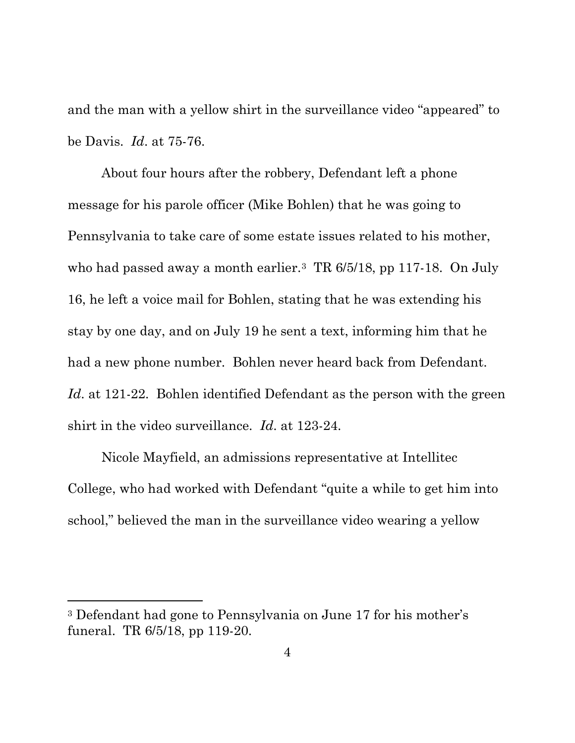and the man with a yellow shirt in the surveillance video "appeared" to be Davis. *Id*. at 75-76.

About four hours after the robbery, Defendant left a phone message for his parole officer (Mike Bohlen) that he was going to Pennsylvania to take care of some estate issues related to his mother, who had passed away a month earlier.[3] TR 6/5/18, pp 117-18. On July 16, he left a voice mail for Bohlen, stating that he was extending his stay by one day, and on July 19 he sent a text, informing him that he had a new phone number. Bohlen never heard back from Defendant. *Id*. at 121-22. Bohlen identified Defendant as the person with the green shirt in the video surveillance. *Id*. at 123-24.

Nicole Mayfield, an admissions representative at Intellitec College, who had worked with Defendant "quite a while to get him into school," believed the man in the surveillance video wearing a yellow

---

[3] Defendant had gone to Pennsylvania on June 17 for his mother's funeral. TR 6/5/18, pp 119-20.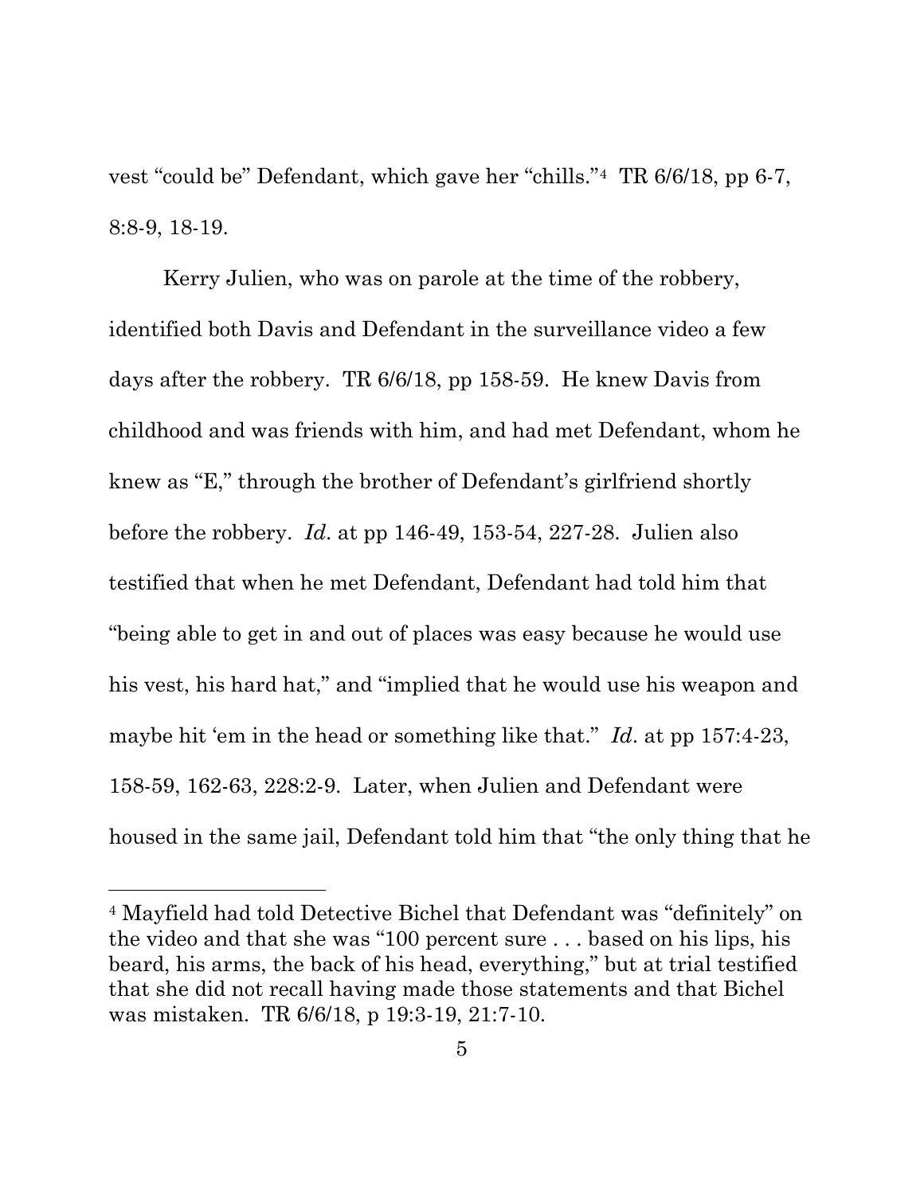vest "could be" Defendant, which gave her "chills."[4] TR 6/6/18, pp 6-7, 8:8-9, 18-19.

Kerry Julien, who was on parole at the time of the robbery, identified both Davis and Defendant in the surveillance video a few days after the robbery. TR 6/6/18, pp 158-59. He knew Davis from childhood and was friends with him, and had met Defendant, whom he knew as "E," through the brother of Defendant's girlfriend shortly before the robbery. *Id*. at pp 146-49, 153-54, 227-28. Julien also testified that when he met Defendant, Defendant had told him that "being able to get in and out of places was easy because he would use his vest, his hard hat," and "implied that he would use his weapon and maybe hit 'em in the head or something like that." *Id*. at pp 157:4-23, 158-59, 162-63, 228:2-9. Later, when Julien and Defendant were housed in the same jail, Defendant told him that "the only thing that he

---

[4] Mayfield had told Detective Bichel that Defendant was "definitely" on the video and that she was "100 percent sure . . . based on his lips, his beard, his arms, the back of his head, everything," but at trial testified that she did not recall having made those statements and that Bichel was mistaken. TR 6/6/18, p 19:3-19, 21:7-10.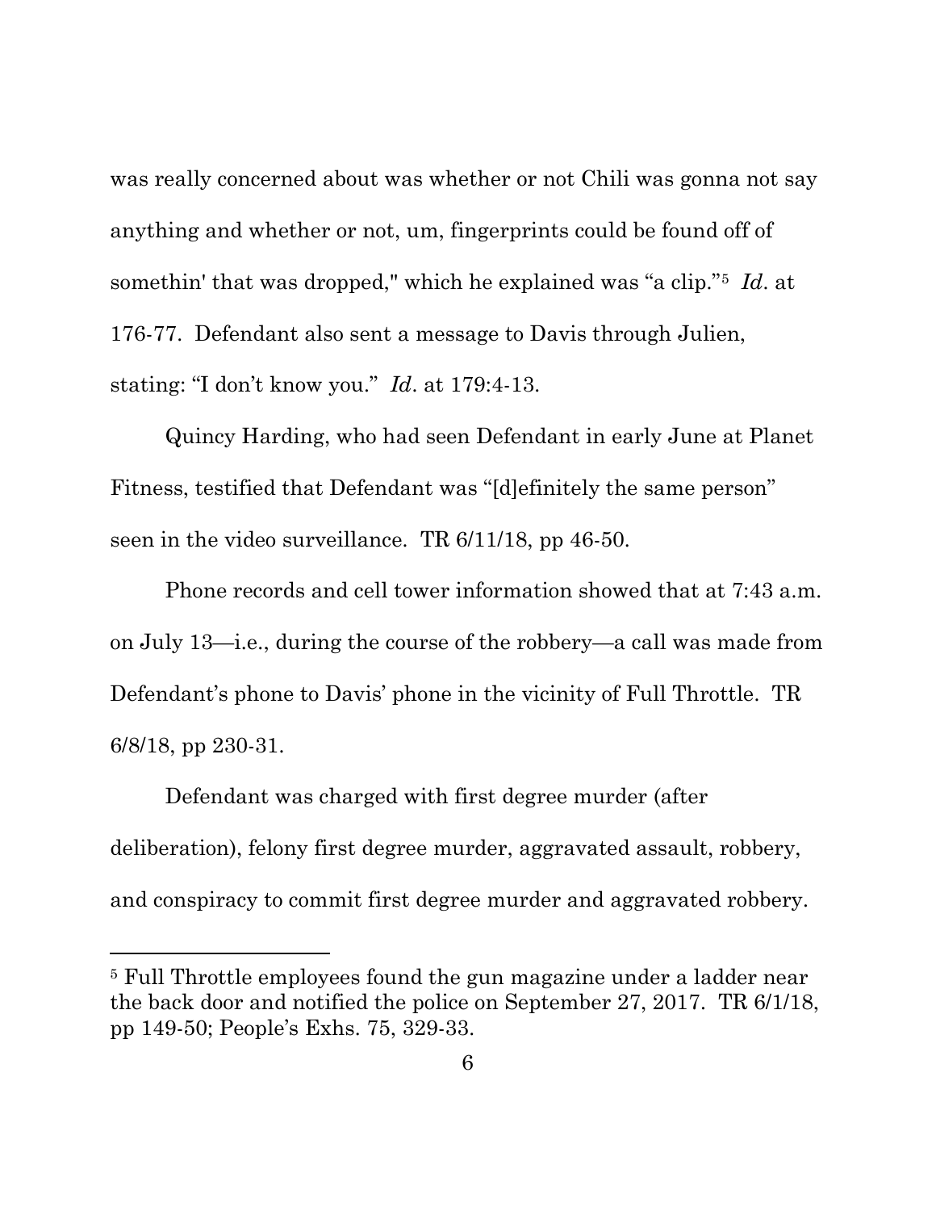was really concerned about was whether or not Chili was gonna not say anything and whether or not, um, fingerprints could be found off of somethin' that was dropped," which he explained was "a clip."[5] *Id*. at 176-77. Defendant also sent a message to Davis through Julien, stating: "I don't know you." *Id*. at 179:4-13.

Quincy Harding, who had seen Defendant in early June at Planet Fitness, testified that Defendant was "[d]efinitely the same person" seen in the video surveillance. TR 6/11/18, pp 46-50.

Phone records and cell tower information showed that at 7:43 a.m. on July 13—i.e., during the course of the robbery—a call was made from Defendant's phone to Davis' phone in the vicinity of Full Throttle. TR 6/8/18, pp 230-31.

Defendant was charged with first degree murder (after deliberation), felony first degree murder, aggravated assault, robbery, and conspiracy to commit first degree murder and aggravated robbery.

[5] Full Throttle employees found the gun magazine under a ladder near the back door and notified the police on September 27, 2017. TR 6/1/18, pp 149-50; People's Exhs. 75, 329-33.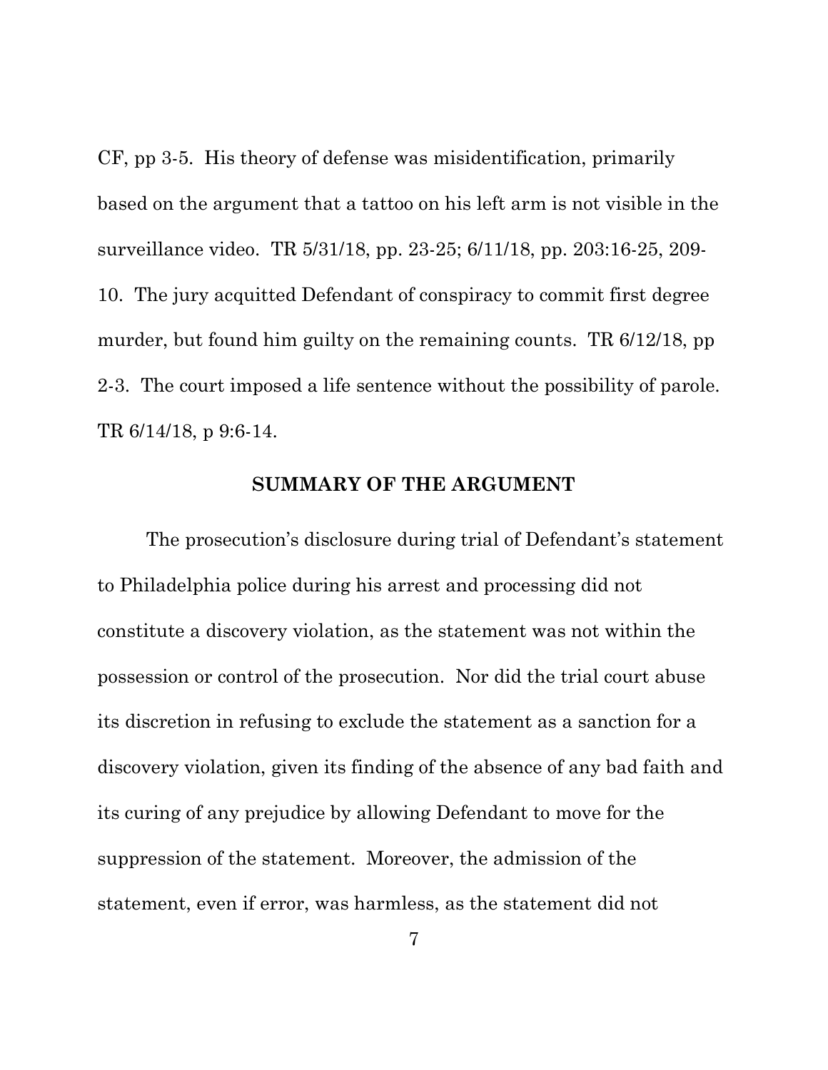CF, pp 3-5. His theory of defense was misidentification, primarily based on the argument that a tattoo on his left arm is not visible in the surveillance video. TR 5/31/18, pp. 23-25; 6/11/18, pp. 203:16-25, 209-10. The jury acquitted Defendant of conspiracy to commit first degree murder, but found him guilty on the remaining counts. TR 6/12/18, pp 2-3. The court imposed a life sentence without the possibility of parole. TR 6/14/18, p 9:6-14.

## SUMMARY OF THE ARGUMENT

The prosecution's disclosure during trial of Defendant's statement to Philadelphia police during his arrest and processing did not constitute a discovery violation, as the statement was not within the possession or control of the prosecution. Nor did the trial court abuse its discretion in refusing to exclude the statement as a sanction for a discovery violation, given its finding of the absence of any bad faith and its curing of any prejudice by allowing Defendant to move for the suppression of the statement. Moreover, the admission of the statement, even if error, was harmless, as the statement did not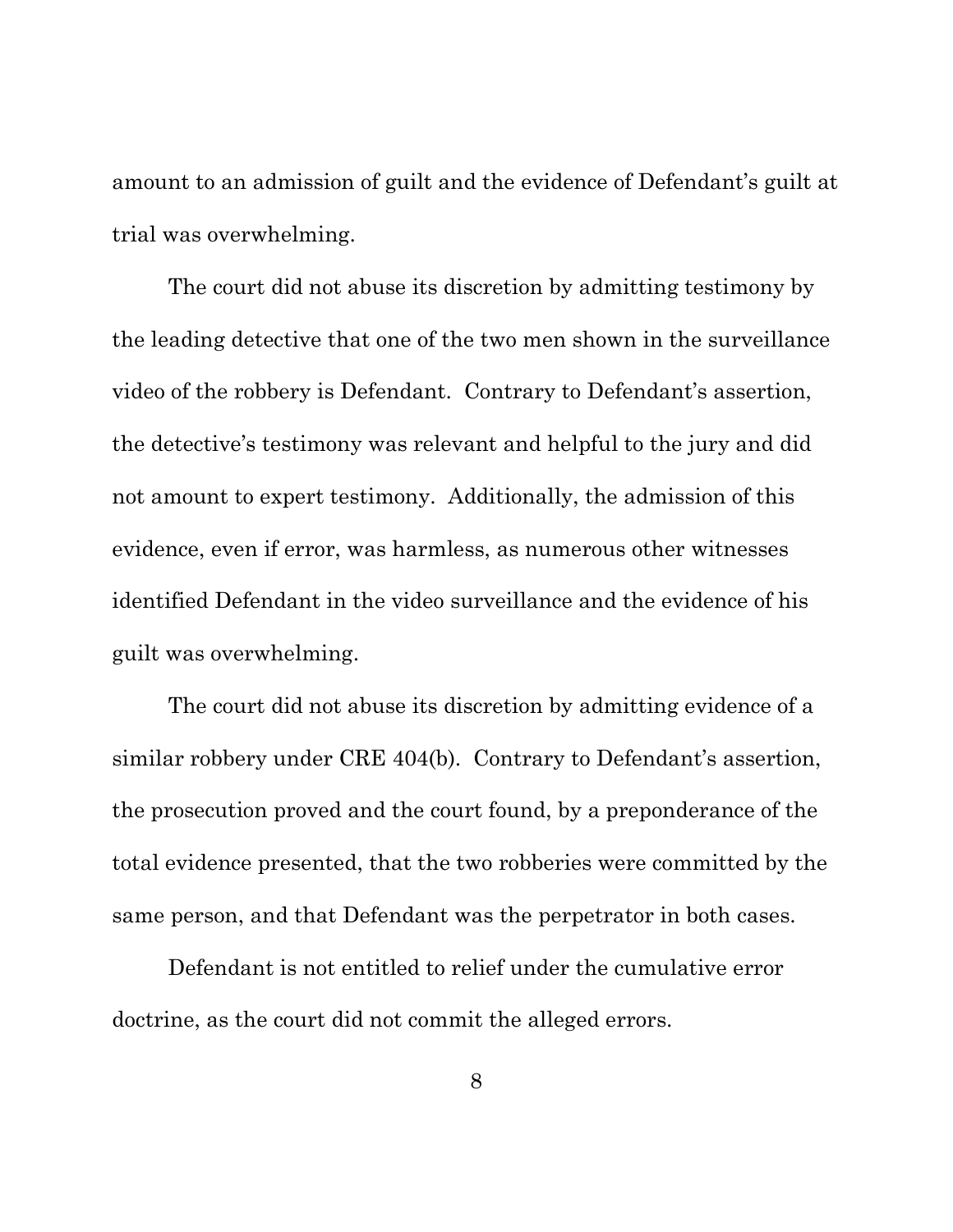amount to an admission of guilt and the evidence of Defendant's guilt at trial was overwhelming.

The court did not abuse its discretion by admitting testimony by the leading detective that one of the two men shown in the surveillance video of the robbery is Defendant. Contrary to Defendant's assertion, the detective's testimony was relevant and helpful to the jury and did not amount to expert testimony. Additionally, the admission of this evidence, even if error, was harmless, as numerous other witnesses identified Defendant in the video surveillance and the evidence of his guilt was overwhelming.

The court did not abuse its discretion by admitting evidence of a similar robbery under CRE 404(b). Contrary to Defendant's assertion, the prosecution proved and the court found, by a preponderance of the total evidence presented, that the two robberies were committed by the same person, and that Defendant was the perpetrator in both cases.

Defendant is not entitled to relief under the cumulative error doctrine, as the court did not commit the alleged errors.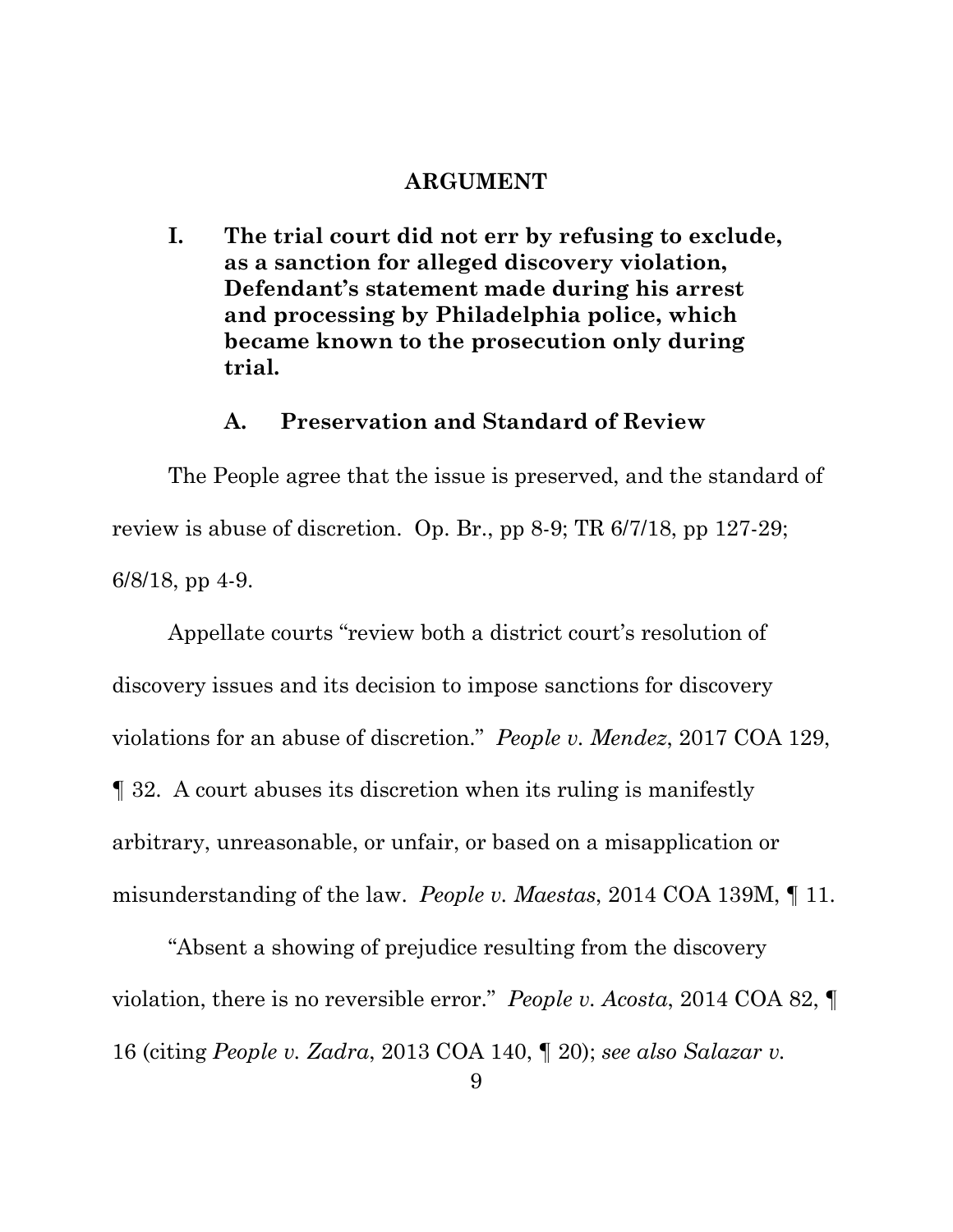## ARGUMENT

### I. The trial court did not err by refusing to exclude, as a sanction for alleged discovery violation, Defendant's statement made during his arrest and processing by Philadelphia police, which became known to the prosecution only during trial.

#### A. Preservation and Standard of Review

The People agree that the issue is preserved, and the standard of review is abuse of discretion. Op. Br., pp 8-9; TR 6/7/18, pp 127-29; 6/8/18, pp 4-9.

Appellate courts "review both a district court's resolution of discovery issues and its decision to impose sanctions for discovery violations for an abuse of discretion." *People v. Mendez*, 2017 COA 129, ¶ 32. A court abuses its discretion when its ruling is manifestly arbitrary, unreasonable, or unfair, or based on a misapplication or misunderstanding of the law. *People v. Maestas*, 2014 COA 139M, ¶ 11.

"Absent a showing of prejudice resulting from the discovery violation, there is no reversible error." *People v. Acosta*, 2014 COA 82, ¶ 16 (citing *People v. Zadra*, 2013 COA 140, ¶ 20); *see also Salazar v.*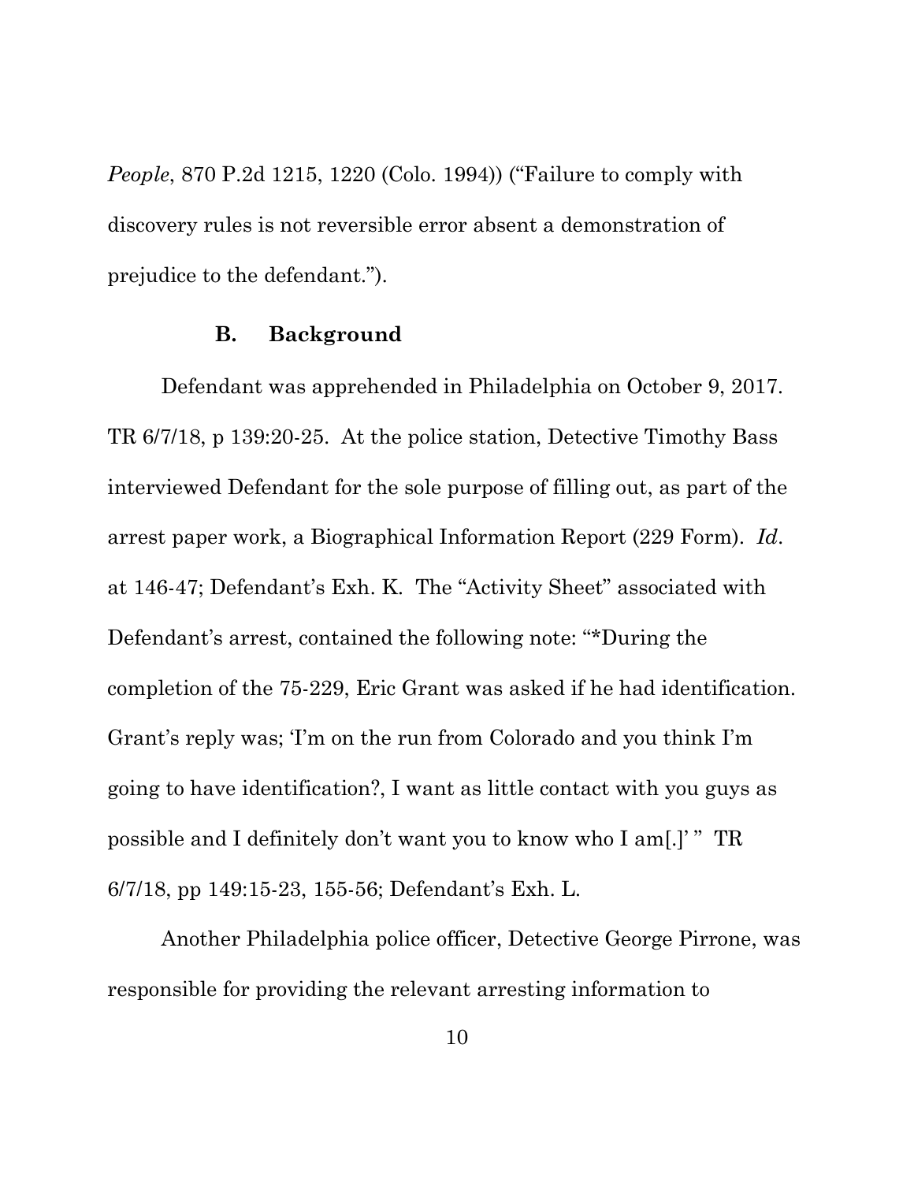*People*, 870 P.2d 1215, 1220 (Colo. 1994)) ("Failure to comply with discovery rules is not reversible error absent a demonstration of prejudice to the defendant.").

### B. Background

Defendant was apprehended in Philadelphia on October 9, 2017. TR 6/7/18, p 139:20-25. At the police station, Detective Timothy Bass interviewed Defendant for the sole purpose of filling out, as part of the arrest paper work, a Biographical Information Report (229 Form). *Id*. at 146-47; Defendant's Exh. K. The "Activity Sheet" associated with Defendant's arrest, contained the following note: "*During the completion of the 75-229, Eric Grant was asked if he had identification. Grant's reply was; 'I'm on the run from Colorado and you think I'm going to have identification?, I want as little contact with you guys as possible and I definitely don't want you to know who I am[.]' " TR 6/7/18, pp 149:15-23, 155-56; Defendant's Exh. L.

Another Philadelphia police officer, Detective George Pirrone, was responsible for providing the relevant arresting information to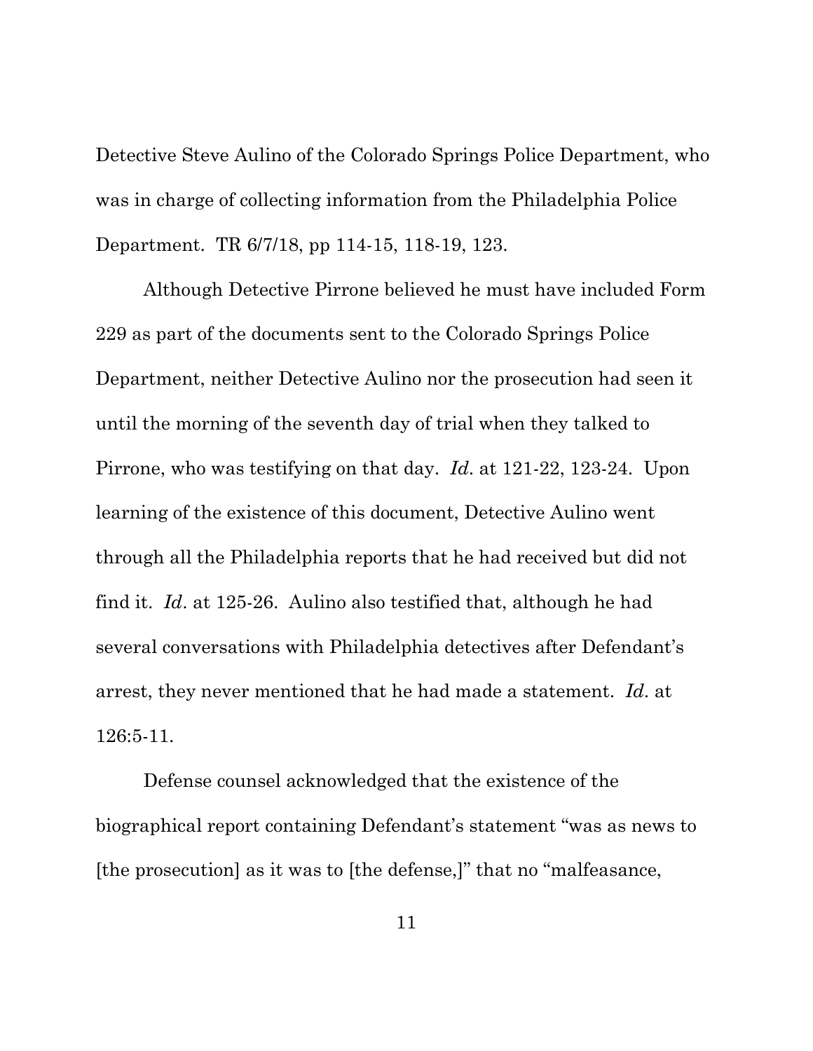Detective Steve Aulino of the Colorado Springs Police Department, who was in charge of collecting information from the Philadelphia Police Department. TR 6/7/18, pp 114-15, 118-19, 123.

Although Detective Pirrone believed he must have included Form 229 as part of the documents sent to the Colorado Springs Police Department, neither Detective Aulino nor the prosecution had seen it until the morning of the seventh day of trial when they talked to Pirrone, who was testifying on that day. *Id*. at 121-22, 123-24. Upon learning of the existence of this document, Detective Aulino went through all the Philadelphia reports that he had received but did not find it. *Id*. at 125-26. Aulino also testified that, although he had several conversations with Philadelphia detectives after Defendant's arrest, they never mentioned that he had made a statement. *Id*. at 126:5-11.

Defense counsel acknowledged that the existence of the biographical report containing Defendant's statement "was as news to [the prosecution] as it was to [the defense,]" that no "malfeasance,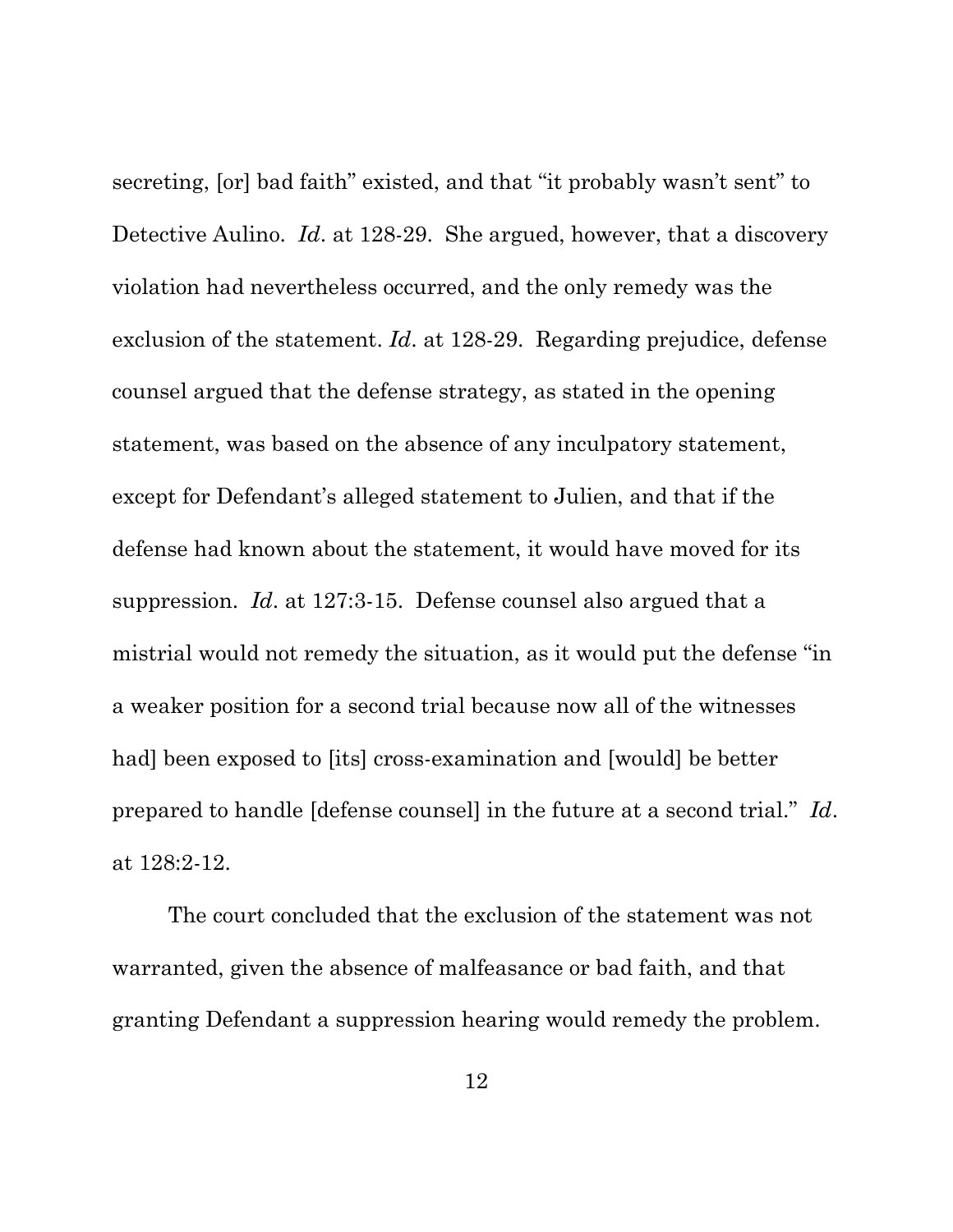secreting, [or] bad faith" existed, and that "it probably wasn't sent" to Detective Aulino. *Id*. at 128-29. She argued, however, that a discovery violation had nevertheless occurred, and the only remedy was the exclusion of the statement. *Id*. at 128-29. Regarding prejudice, defense counsel argued that the defense strategy, as stated in the opening statement, was based on the absence of any inculpatory statement, except for Defendant's alleged statement to Julien, and that if the defense had known about the statement, it would have moved for its suppression. *Id*. at 127:3-15. Defense counsel also argued that a mistrial would not remedy the situation, as it would put the defense "in a weaker position for a second trial because now all of the witnesses had] been exposed to [its] cross-examination and [would] be better prepared to handle [defense counsel] in the future at a second trial." *Id*. at 128:2-12.

The court concluded that the exclusion of the statement was not warranted, given the absence of malfeasance or bad faith, and that granting Defendant a suppression hearing would remedy the problem.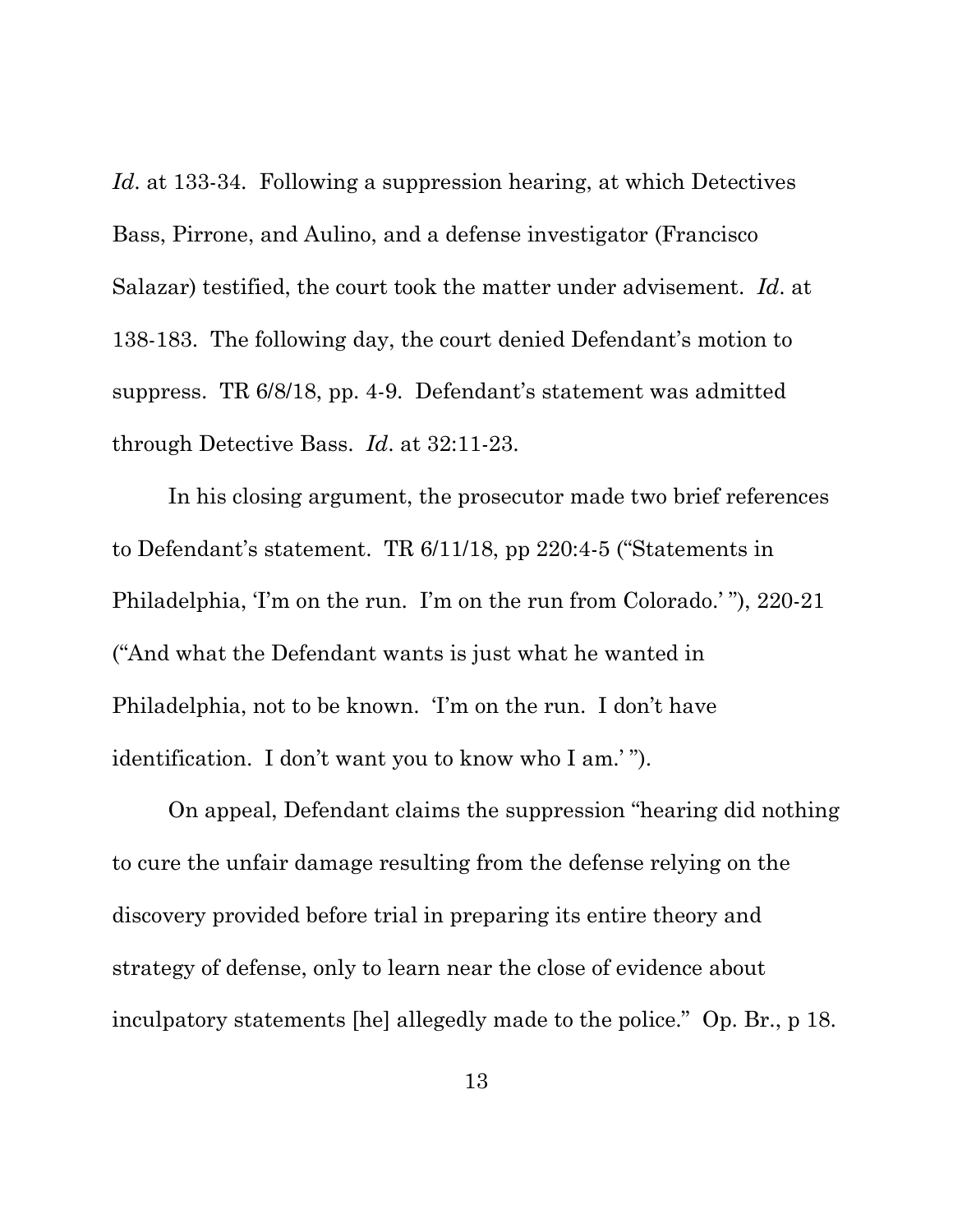*Id*. at 133-34. Following a suppression hearing, at which Detectives Bass, Pirrone, and Aulino, and a defense investigator (Francisco Salazar) testified, the court took the matter under advisement. *Id*. at 138-183. The following day, the court denied Defendant's motion to suppress. TR 6/8/18, pp. 4-9. Defendant's statement was admitted through Detective Bass. *Id*. at 32:11-23.

In his closing argument, the prosecutor made two brief references to Defendant's statement. TR 6/11/18, pp 220:4-5 ("Statements in Philadelphia, 'I'm on the run. I'm on the run from Colorado.' "), 220-21 ("And what the Defendant wants is just what he wanted in Philadelphia, not to be known. 'I'm on the run. I don't have identification. I don't want you to know who I am.' ").

On appeal, Defendant claims the suppression "hearing did nothing to cure the unfair damage resulting from the defense relying on the discovery provided before trial in preparing its entire theory and strategy of defense, only to learn near the close of evidence about inculpatory statements [he] allegedly made to the police." Op. Br., p 18.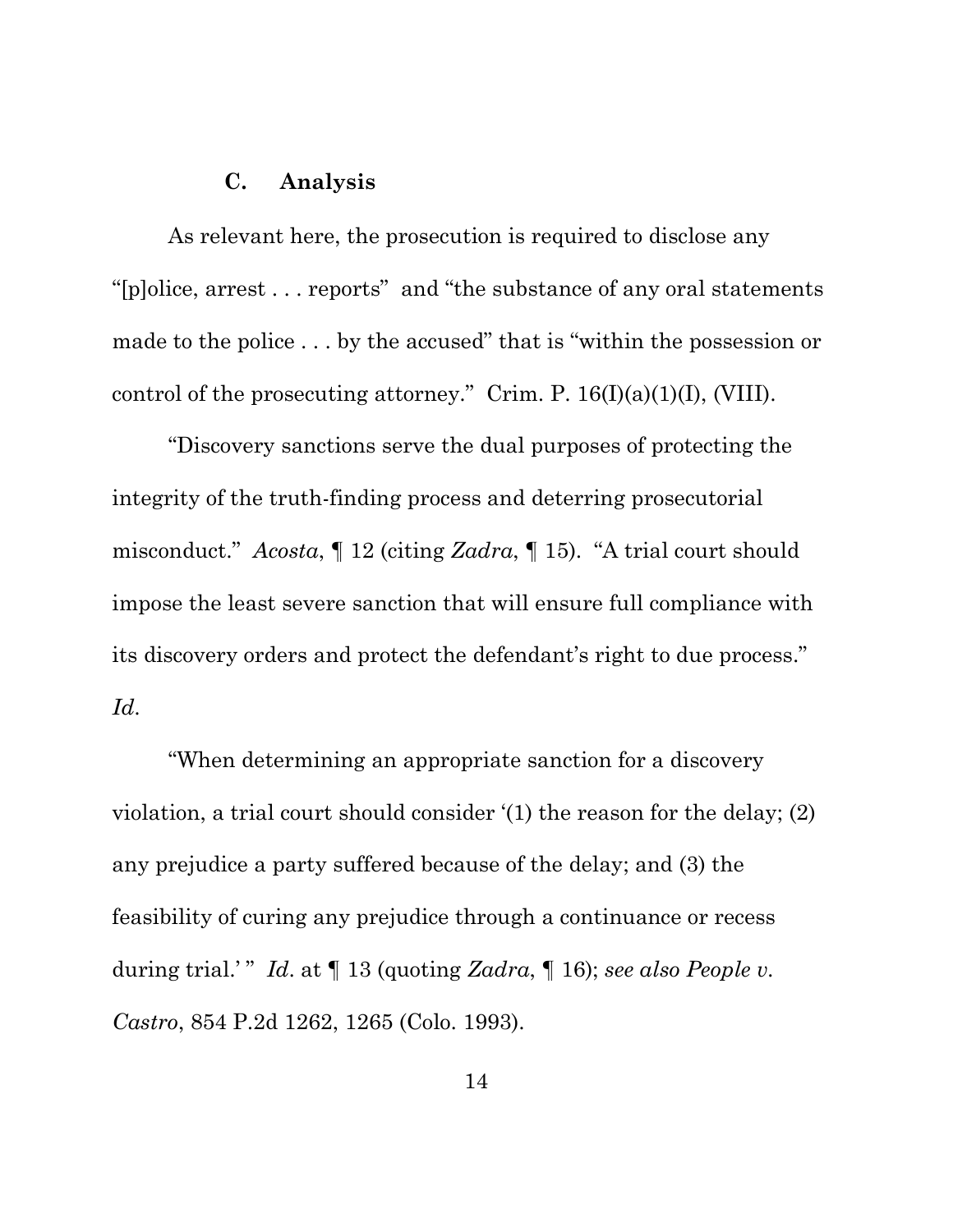### C. Analysis

As relevant here, the prosecution is required to disclose any "[p]olice, arrest . . . reports" and "the substance of any oral statements made to the police . . . by the accused" that is "within the possession or control of the prosecuting attorney." Crim. P. 16(I)(a)(1)(I), (VIII).

"Discovery sanctions serve the dual purposes of protecting the integrity of the truth-finding process and deterring prosecutorial misconduct." *Acosta*, ¶ 12 (citing *Zadra*, ¶ 15). "A trial court should impose the least severe sanction that will ensure full compliance with its discovery orders and protect the defendant's right to due process." *Id.*

"When determining an appropriate sanction for a discovery violation, a trial court should consider '(1) the reason for the delay; (2) any prejudice a party suffered because of the delay; and (3) the feasibility of curing any prejudice through a continuance or recess during trial.' " *Id.* at ¶ 13 (quoting *Zadra*, ¶ 16); *see also People v. Castro*, 854 P.2d 1262, 1265 (Colo. 1993).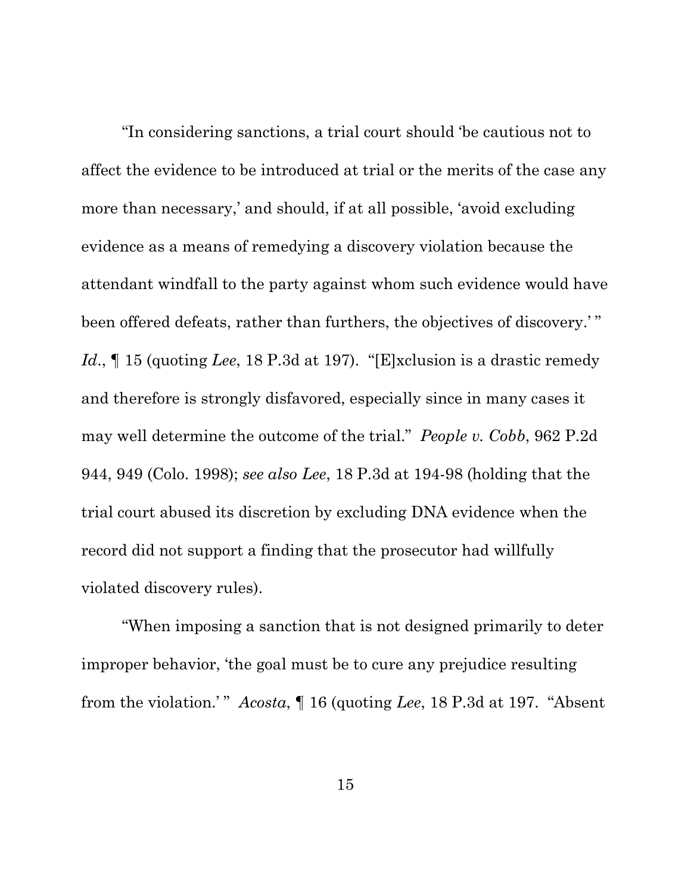"In considering sanctions, a trial court should 'be cautious not to affect the evidence to be introduced at trial or the merits of the case any more than necessary,' and should, if at all possible, 'avoid excluding evidence as a means of remedying a discovery violation because the attendant windfall to the party against whom such evidence would have been offered defeats, rather than furthers, the objectives of discovery.' " *Id.*, ¶ 15 (quoting *Lee*, 18 P.3d at 197). "[E]xclusion is a drastic remedy and therefore is strongly disfavored, especially since in many cases it may well determine the outcome of the trial." *People v. Cobb*, 962 P.2d 944, 949 (Colo. 1998); *see also Lee*, 18 P.3d at 194-98 (holding that the trial court abused its discretion by excluding DNA evidence when the record did not support a finding that the prosecutor had willfully violated discovery rules).

"When imposing a sanction that is not designed primarily to deter improper behavior, 'the goal must be to cure any prejudice resulting from the violation.' " *Acosta*, ¶ 16 (quoting *Lee*, 18 P.3d at 197. "Absent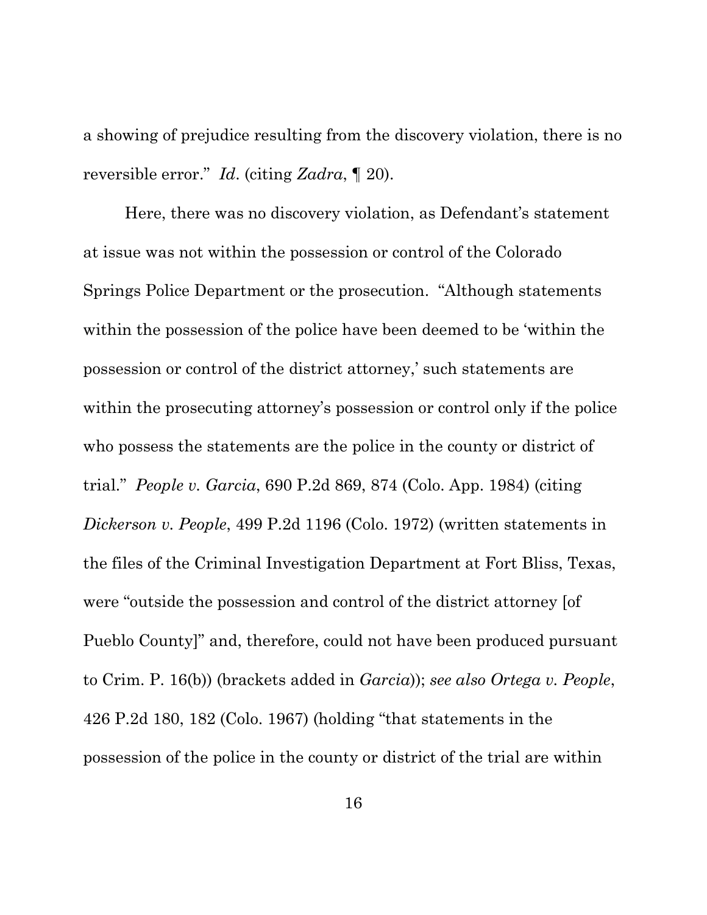a showing of prejudice resulting from the discovery violation, there is no reversible error." *Id*. (citing *Zadra*, ¶ 20).

Here, there was no discovery violation, as Defendant's statement at issue was not within the possession or control of the Colorado Springs Police Department or the prosecution. "Although statements within the possession of the police have been deemed to be 'within the possession or control of the district attorney,' such statements are within the prosecuting attorney's possession or control only if the police who possess the statements are the police in the county or district of trial." *People v. Garcia*, 690 P.2d 869, 874 (Colo. App. 1984) (citing *Dickerson v. People*, 499 P.2d 1196 (Colo. 1972) (written statements in the files of the Criminal Investigation Department at Fort Bliss, Texas, were "outside the possession and control of the district attorney [of Pueblo County]" and, therefore, could not have been produced pursuant to Crim. P. 16(b)) (brackets added in *Garcia*)); *see also Ortega v. People*, 426 P.2d 180, 182 (Colo. 1967) (holding "that statements in the possession of the police in the county or district of the trial are within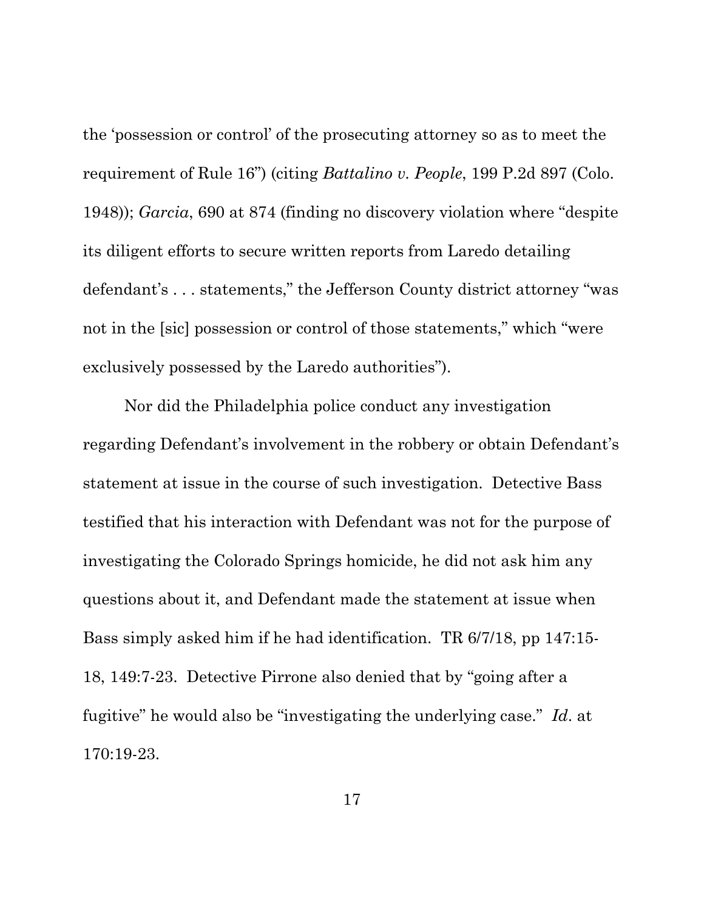the 'possession or control' of the prosecuting attorney so as to meet the requirement of Rule 16") (citing *Battalino v. People*, 199 P.2d 897 (Colo. 1948)); *Garcia*, 690 at 874 (finding no discovery violation where "despite its diligent efforts to secure written reports from Laredo detailing defendant's . . . statements," the Jefferson County district attorney "was not in the [sic] possession or control of those statements," which "were exclusively possessed by the Laredo authorities").

Nor did the Philadelphia police conduct any investigation regarding Defendant's involvement in the robbery or obtain Defendant's statement at issue in the course of such investigation. Detective Bass testified that his interaction with Defendant was not for the purpose of investigating the Colorado Springs homicide, he did not ask him any questions about it, and Defendant made the statement at issue when Bass simply asked him if he had identification. TR 6/7/18, pp 147:15-18, 149:7-23. Detective Pirrone also denied that by "going after a fugitive" he would also be "investigating the underlying case." *Id*. at 170:19-23.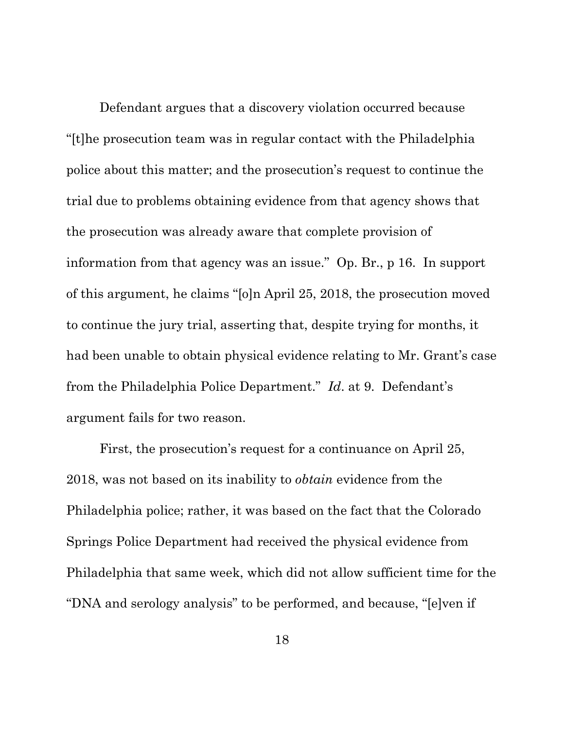Defendant argues that a discovery violation occurred because "[t]he prosecution team was in regular contact with the Philadelphia police about this matter; and the prosecution's request to continue the trial due to problems obtaining evidence from that agency shows that the prosecution was already aware that complete provision of information from that agency was an issue." Op. Br., p 16. In support of this argument, he claims "[o]n April 25, 2018, the prosecution moved to continue the jury trial, asserting that, despite trying for months, it had been unable to obtain physical evidence relating to Mr. Grant's case from the Philadelphia Police Department." *Id*. at 9. Defendant's argument fails for two reason.

First, the prosecution's request for a continuance on April 25, 2018, was not based on its inability to *obtain* evidence from the Philadelphia police; rather, it was based on the fact that the Colorado Springs Police Department had received the physical evidence from Philadelphia that same week, which did not allow sufficient time for the "DNA and serology analysis" to be performed, and because, "[e]ven if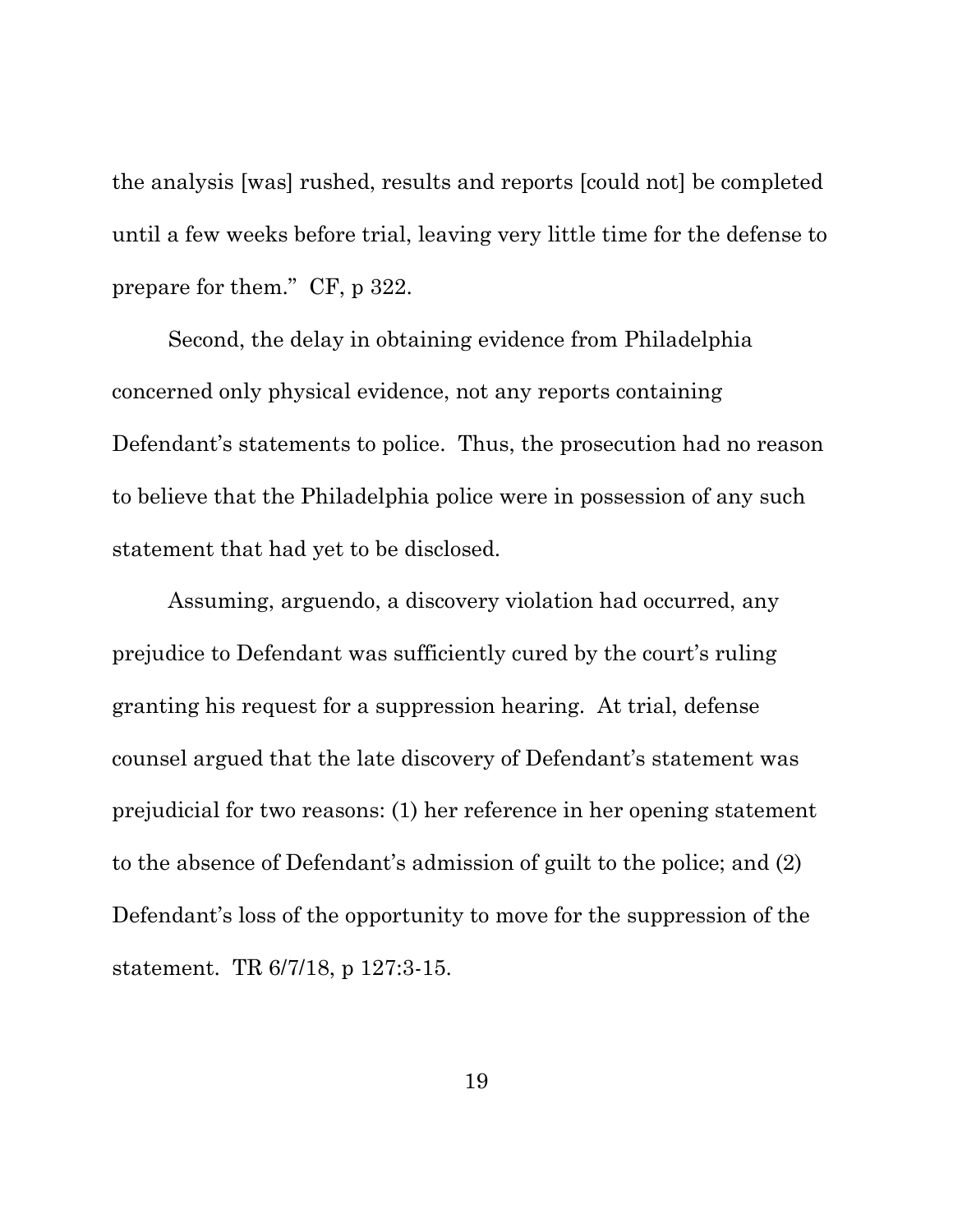the analysis [was] rushed, results and reports [could not] be completed until a few weeks before trial, leaving very little time for the defense to prepare for them." CF, p 322.

Second, the delay in obtaining evidence from Philadelphia concerned only physical evidence, not any reports containing Defendant's statements to police. Thus, the prosecution had no reason to believe that the Philadelphia police were in possession of any such statement that had yet to be disclosed.

Assuming, arguendo, a discovery violation had occurred, any prejudice to Defendant was sufficiently cured by the court's ruling granting his request for a suppression hearing. At trial, defense counsel argued that the late discovery of Defendant's statement was prejudicial for two reasons: (1) her reference in her opening statement to the absence of Defendant's admission of guilt to the police; and (2) Defendant's loss of the opportunity to move for the suppression of the statement. TR 6/7/18, p 127:3-15.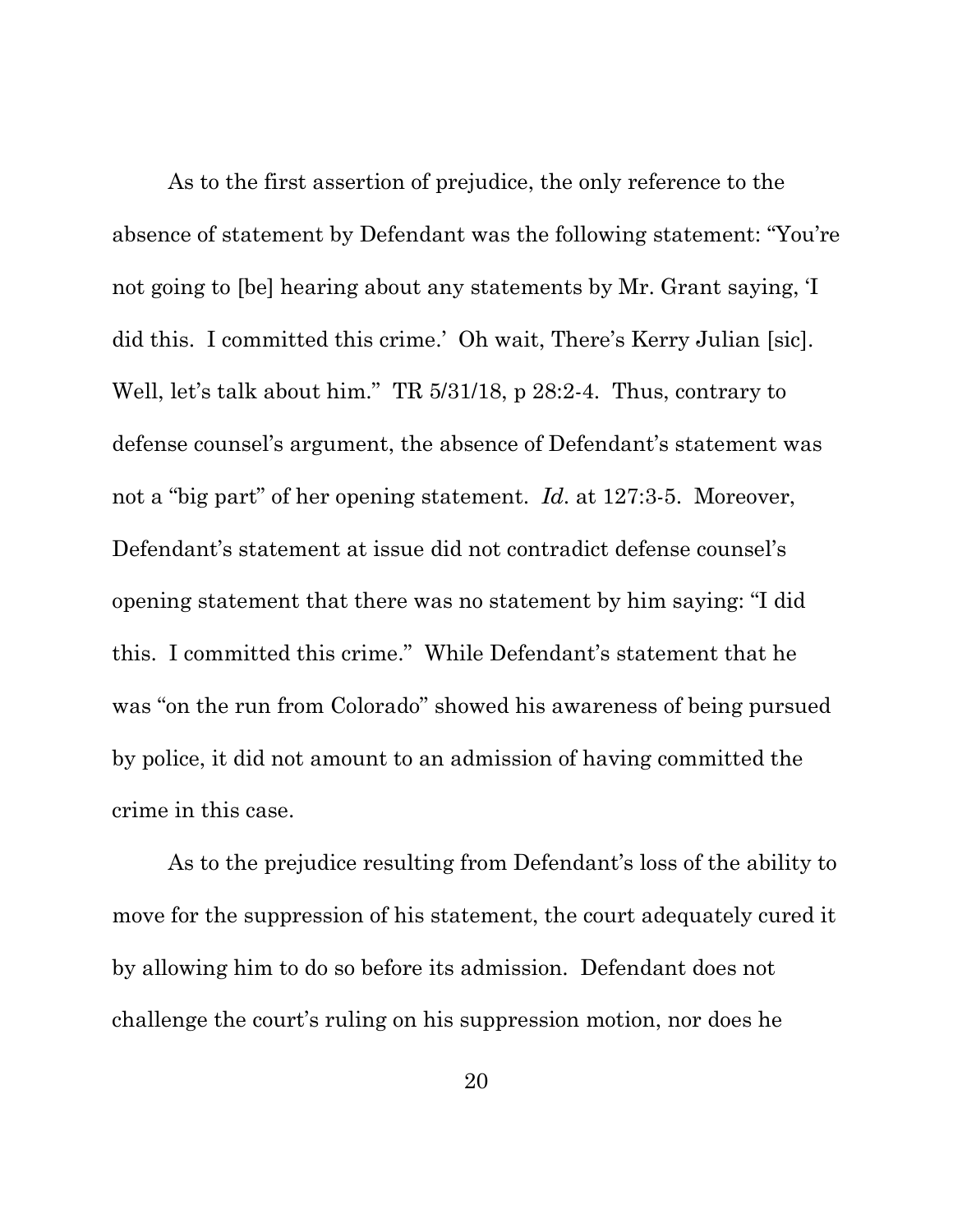As to the first assertion of prejudice, the only reference to the absence of statement by Defendant was the following statement: "You're not going to [be] hearing about any statements by Mr. Grant saying, 'I did this. I committed this crime.' Oh wait, There's Kerry Julian [sic]. Well, let's talk about him." TR 5/31/18, p 28:2-4. Thus, contrary to defense counsel's argument, the absence of Defendant's statement was not a "big part" of her opening statement. *Id*. at 127:3-5. Moreover, Defendant's statement at issue did not contradict defense counsel's opening statement that there was no statement by him saying: "I did this. I committed this crime." While Defendant's statement that he was "on the run from Colorado" showed his awareness of being pursued by police, it did not amount to an admission of having committed the crime in this case.

As to the prejudice resulting from Defendant's loss of the ability to move for the suppression of his statement, the court adequately cured it by allowing him to do so before its admission. Defendant does not challenge the court's ruling on his suppression motion, nor does he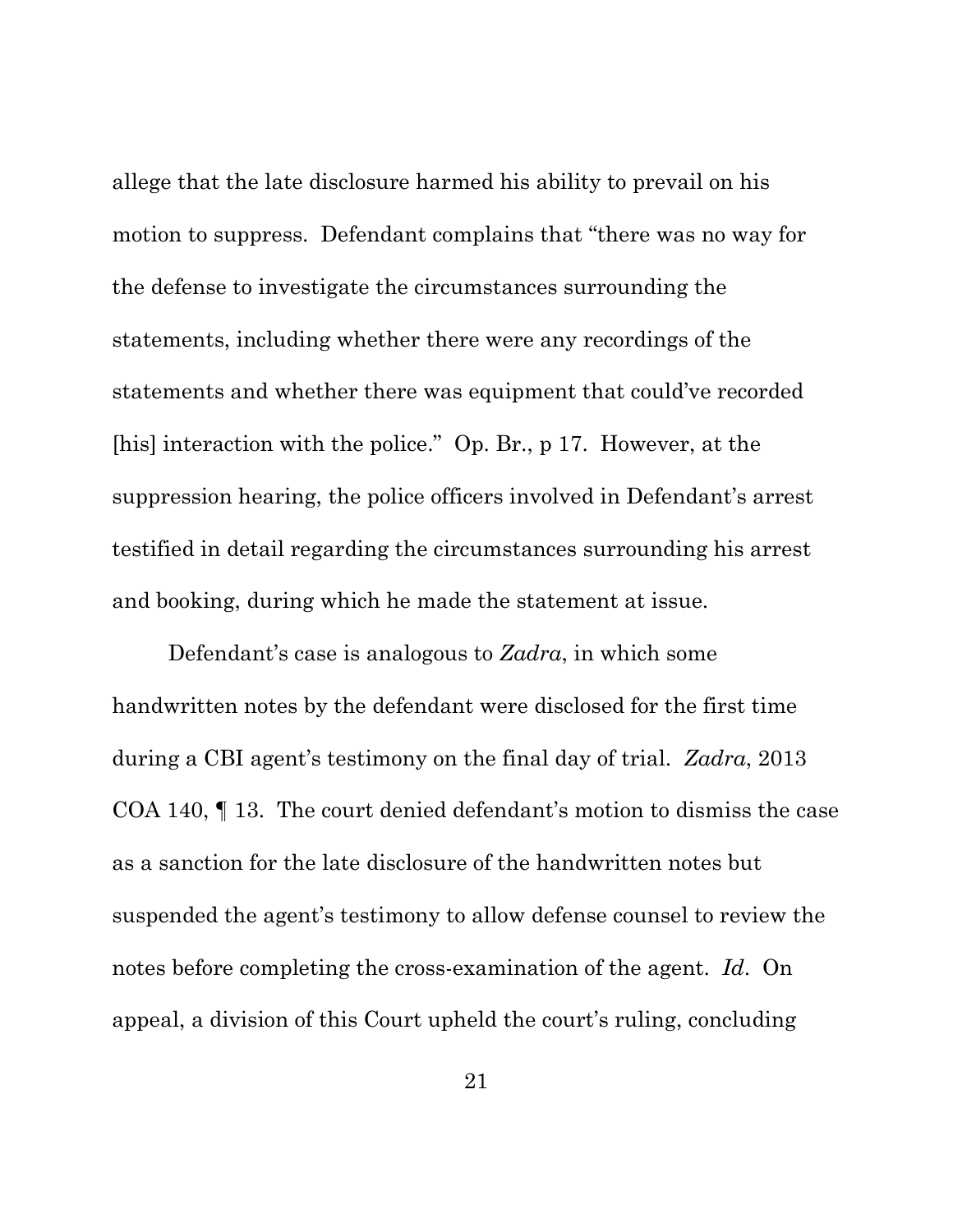allege that the late disclosure harmed his ability to prevail on his motion to suppress. Defendant complains that "there was no way for the defense to investigate the circumstances surrounding the statements, including whether there were any recordings of the statements and whether there was equipment that could've recorded [his] interaction with the police." Op. Br., p 17. However, at the suppression hearing, the police officers involved in Defendant's arrest testified in detail regarding the circumstances surrounding his arrest and booking, during which he made the statement at issue.

Defendant's case is analogous to *Zadra*, in which some handwritten notes by the defendant were disclosed for the first time during a CBI agent's testimony on the final day of trial. *Zadra*, 2013 COA 140, ¶ 13. The court denied defendant's motion to dismiss the case as a sanction for the late disclosure of the handwritten notes but suspended the agent's testimony to allow defense counsel to review the notes before completing the cross-examination of the agent. *Id*. On appeal, a division of this Court upheld the court's ruling, concluding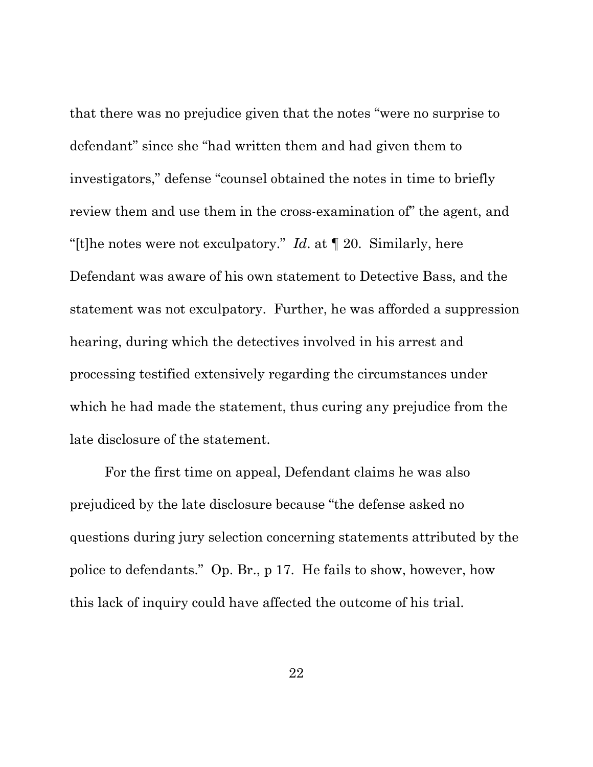that there was no prejudice given that the notes "were no surprise to defendant" since she "had written them and had given them to investigators," defense "counsel obtained the notes in time to briefly review them and use them in the cross-examination of" the agent, and "[t]he notes were not exculpatory." *Id*. at ¶ 20. Similarly, here Defendant was aware of his own statement to Detective Bass, and the statement was not exculpatory. Further, he was afforded a suppression hearing, during which the detectives involved in his arrest and processing testified extensively regarding the circumstances under which he had made the statement, thus curing any prejudice from the late disclosure of the statement.

For the first time on appeal, Defendant claims he was also prejudiced by the late disclosure because "the defense asked no questions during jury selection concerning statements attributed by the police to defendants." Op. Br., p 17. He fails to show, however, how this lack of inquiry could have affected the outcome of his trial.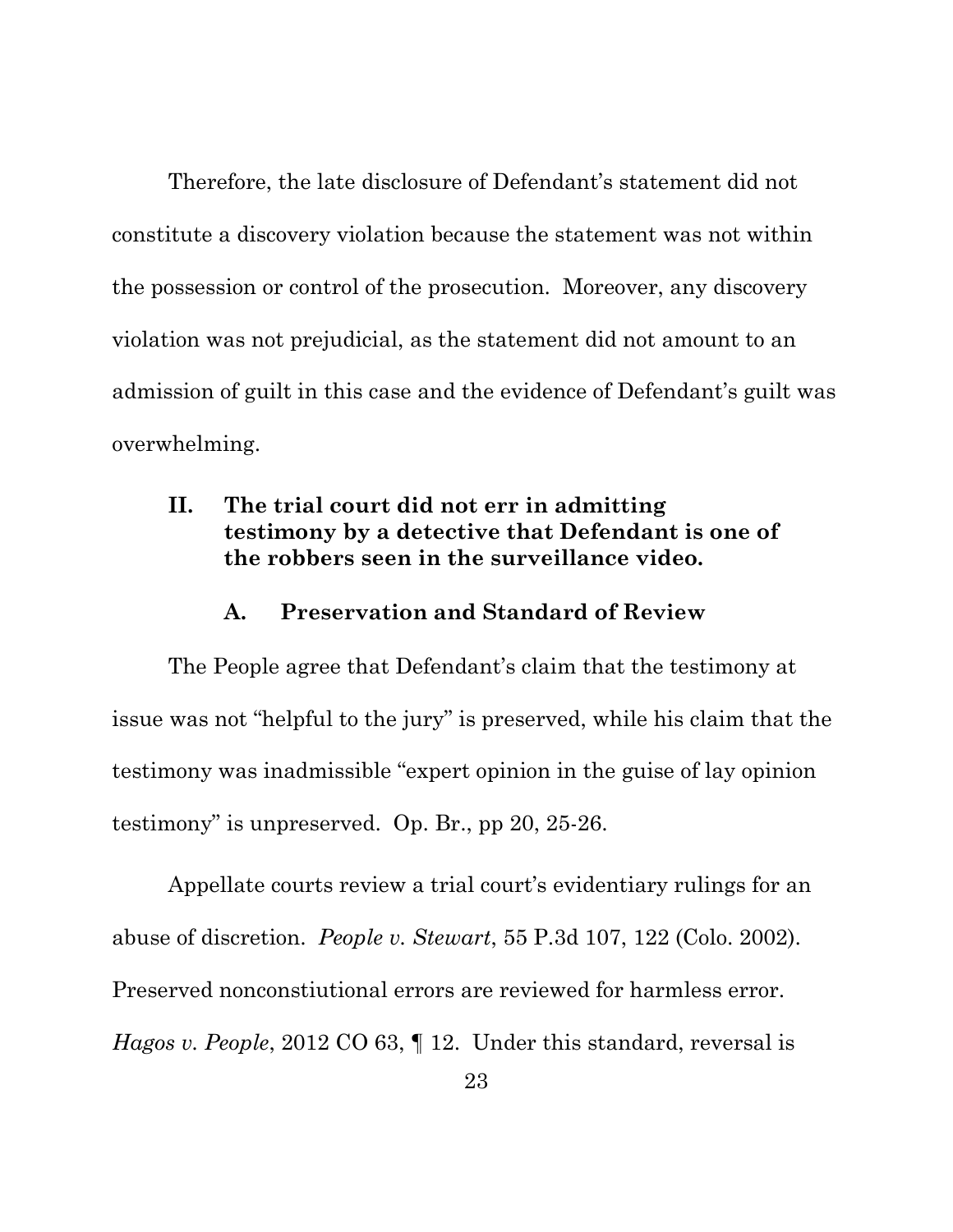Therefore, the late disclosure of Defendant's statement did not constitute a discovery violation because the statement was not within the possession or control of the prosecution. Moreover, any discovery violation was not prejudicial, as the statement did not amount to an admission of guilt in this case and the evidence of Defendant's guilt was overwhelming.

## II. The trial court did not err in admitting testimony by a detective that Defendant is one of the robbers seen in the surveillance video.

### A. Preservation and Standard of Review

The People agree that Defendant's claim that the testimony at issue was not "helpful to the jury" is preserved, while his claim that the testimony was inadmissible "expert opinion in the guise of lay opinion testimony" is unpreserved. Op. Br., pp 20, 25-26.

Appellate courts review a trial court's evidentiary rulings for an abuse of discretion. *People v. Stewart*, 55 P.3d 107, 122 (Colo. 2002). Preserved nonconstiutional errors are reviewed for harmless error. *Hagos v. People*, 2012 CO 63, ¶ 12. Under this standard, reversal is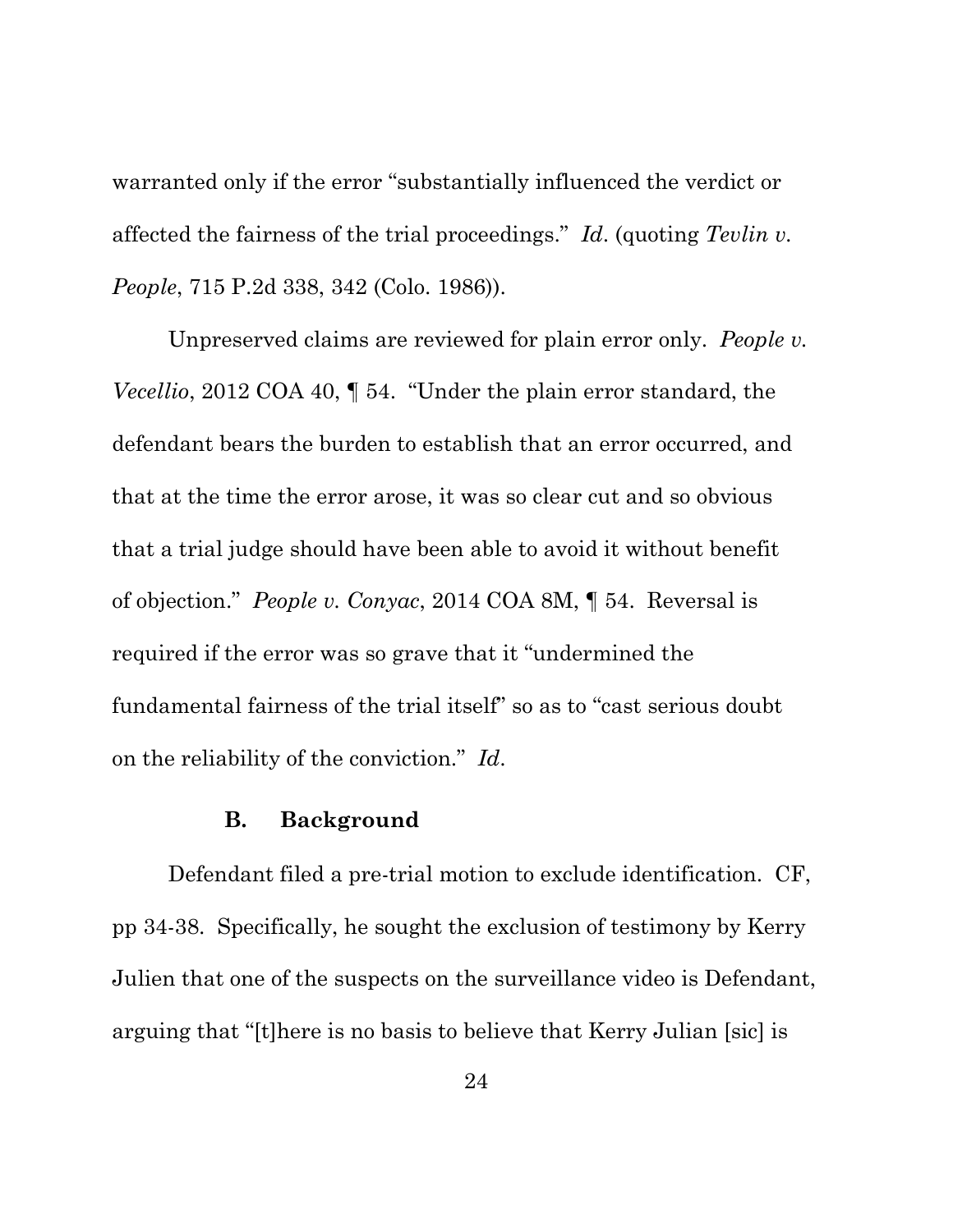warranted only if the error "substantially influenced the verdict or affected the fairness of the trial proceedings." *Id*. (quoting *Tevlin v. People*, 715 P.2d 338, 342 (Colo. 1986)).

Unpreserved claims are reviewed for plain error only. *People v. Vecellio*, 2012 COA 40, ¶ 54. "Under the plain error standard, the defendant bears the burden to establish that an error occurred, and that at the time the error arose, it was so clear cut and so obvious that a trial judge should have been able to avoid it without benefit of objection." *People v. Conyac*, 2014 COA 8M, ¶ 54. Reversal is required if the error was so grave that it "undermined the fundamental fairness of the trial itself" so as to "cast serious doubt on the reliability of the conviction." *Id*.

### B. Background

Defendant filed a pre-trial motion to exclude identification. CF, pp 34-38. Specifically, he sought the exclusion of testimony by Kerry Julien that one of the suspects on the surveillance video is Defendant, arguing that "[t]here is no basis to believe that Kerry Julian [sic] is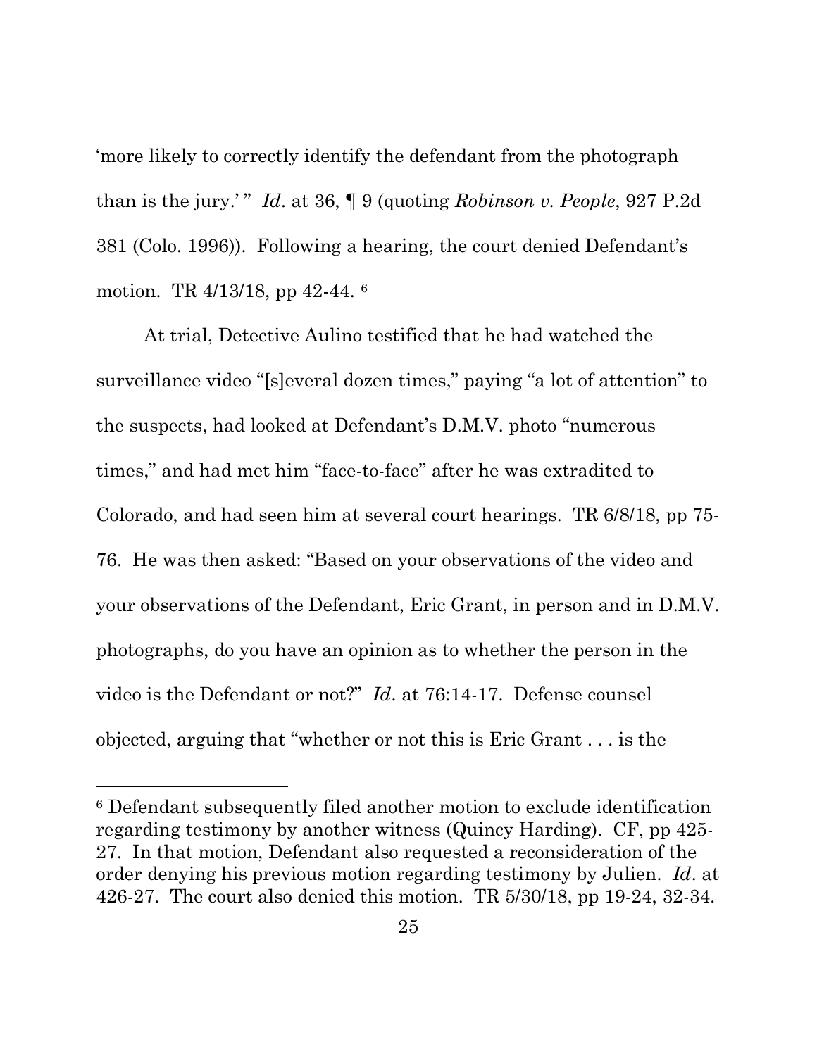'more likely to correctly identify the defendant from the photograph than is the jury.' " *Id*. at 36, ¶ 9 (quoting *Robinson v. People*, 927 P.2d 381 (Colo. 1996)). Following a hearing, the court denied Defendant's motion. TR 4/13/18, pp 42-44. [6]

At trial, Detective Aulino testified that he had watched the surveillance video "[s]everal dozen times," paying "a lot of attention" to the suspects, had looked at Defendant's D.M.V. photo "numerous times," and had met him "face-to-face" after he was extradited to Colorado, and had seen him at several court hearings. TR 6/8/18, pp 75-76. He was then asked: "Based on your observations of the video and your observations of the Defendant, Eric Grant, in person and in D.M.V. photographs, do you have an opinion as to whether the person in the video is the Defendant or not?" *Id*. at 76:14-17. Defense counsel objected, arguing that "whether or not this is Eric Grant . . . is the

---

[6] Defendant subsequently filed another motion to exclude identification regarding testimony by another witness (Quincy Harding). CF, pp 425-27. In that motion, Defendant also requested a reconsideration of the order denying his previous motion regarding testimony by Julien. *Id*. at 426-27. The court also denied this motion. TR 5/30/18, pp 19-24, 32-34.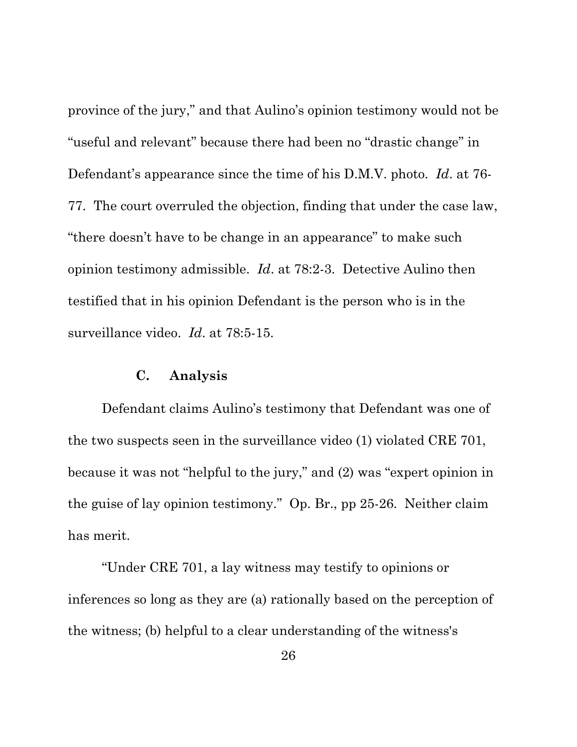province of the jury," and that Aulino's opinion testimony would not be "useful and relevant" because there had been no "drastic change" in Defendant's appearance since the time of his D.M.V. photo. *Id*. at 76-77. The court overruled the objection, finding that under the case law, "there doesn't have to be change in an appearance" to make such opinion testimony admissible. *Id*. at 78:2-3. Detective Aulino then testified that in his opinion Defendant is the person who is in the surveillance video. *Id*. at 78:5-15.

### C. Analysis

Defendant claims Aulino's testimony that Defendant was one of the two suspects seen in the surveillance video (1) violated CRE 701, because it was not "helpful to the jury," and (2) was "expert opinion in the guise of lay opinion testimony." Op. Br., pp 25-26. Neither claim has merit.

"Under CRE 701, a lay witness may testify to opinions or inferences so long as they are (a) rationally based on the perception of the witness; (b) helpful to a clear understanding of the witness's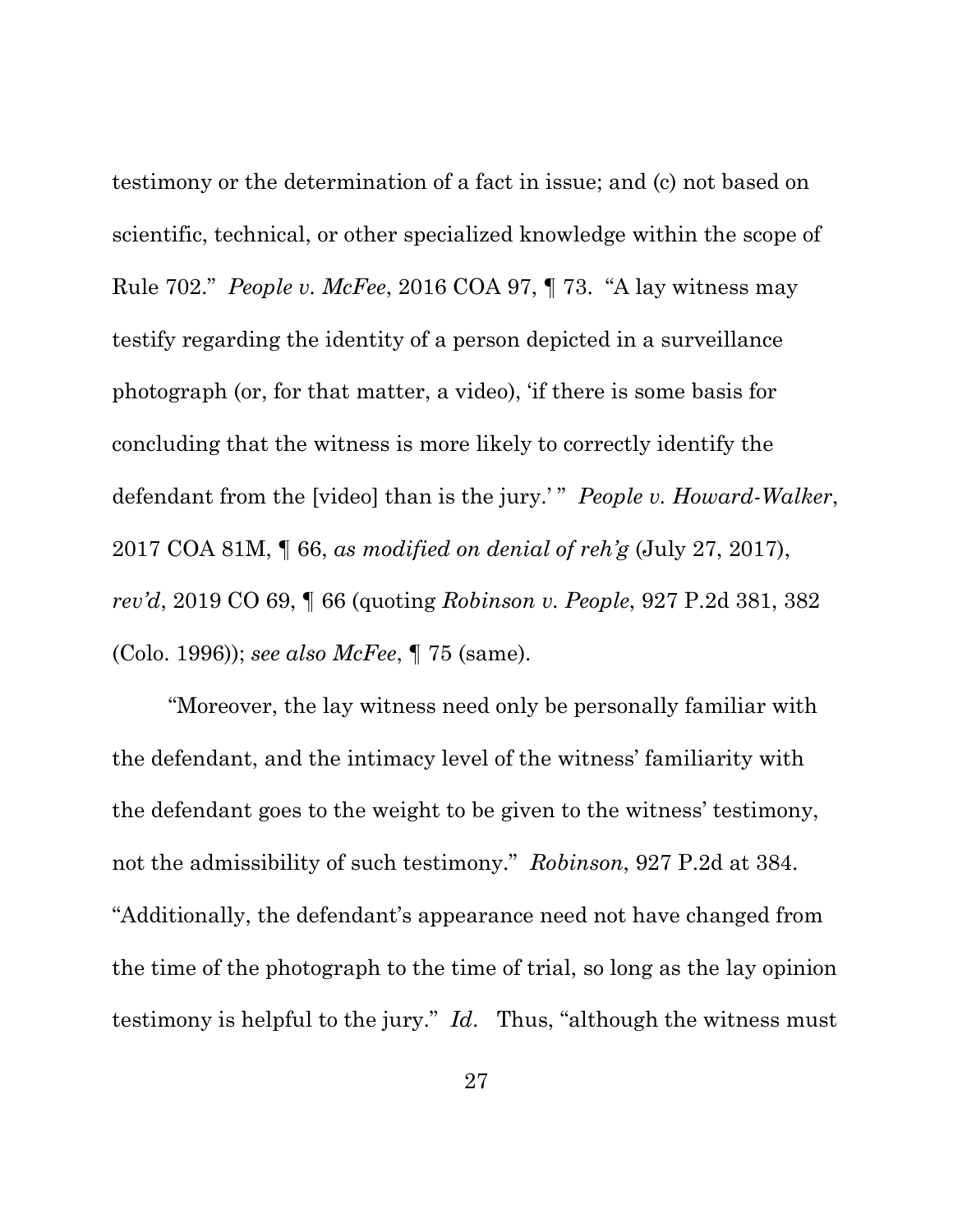testimony or the determination of a fact in issue; and (c) not based on scientific, technical, or other specialized knowledge within the scope of Rule 702." *People v. McFee*, 2016 COA 97, ¶ 73. "A lay witness may testify regarding the identity of a person depicted in a surveillance photograph (or, for that matter, a video), 'if there is some basis for concluding that the witness is more likely to correctly identify the defendant from the [video] than is the jury.' " *People v. Howard-Walker*, 2017 COA 81M, ¶ 66, *as modified on denial of reh'g* (July 27, 2017), *rev'd*, 2019 CO 69, ¶ 66 (quoting *Robinson v. People*, 927 P.2d 381, 382 (Colo. 1996)); *see also McFee*, ¶ 75 (same).

"Moreover, the lay witness need only be personally familiar with the defendant, and the intimacy level of the witness' familiarity with the defendant goes to the weight to be given to the witness' testimony, not the admissibility of such testimony." *Robinson*, 927 P.2d at 384. "Additionally, the defendant's appearance need not have changed from the time of the photograph to the time of trial, so long as the lay opinion testimony is helpful to the jury." *Id*. Thus, "although the witness must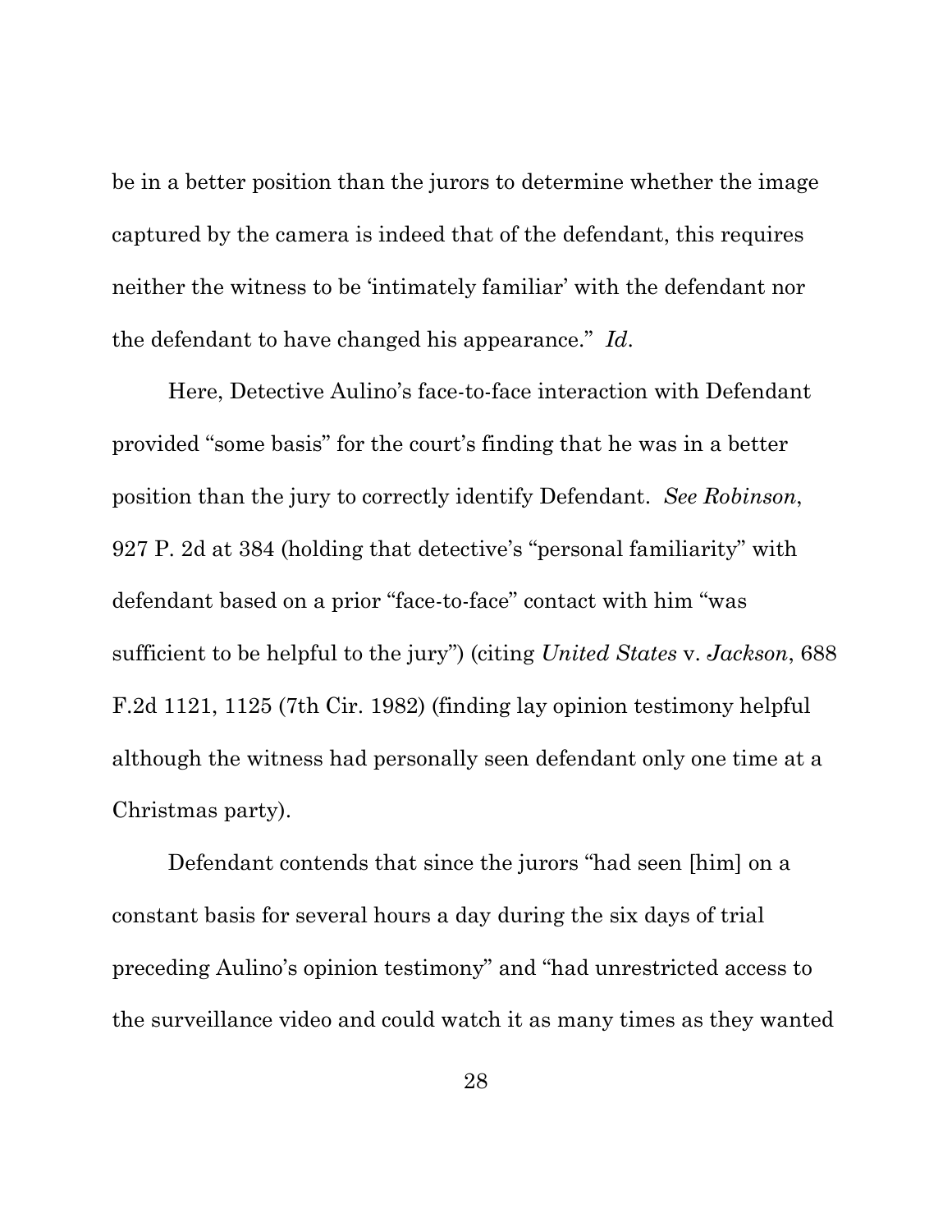be in a better position than the jurors to determine whether the image captured by the camera is indeed that of the defendant, this requires neither the witness to be 'intimately familiar' with the defendant nor the defendant to have changed his appearance." *Id*.

Here, Detective Aulino's face-to-face interaction with Defendant provided "some basis" for the court's finding that he was in a better position than the jury to correctly identify Defendant. *See Robinson*, 927 P. 2d at 384 (holding that detective's "personal familiarity" with defendant based on a prior "face-to-face" contact with him "was sufficient to be helpful to the jury") (citing *United States* v. *Jackson*, 688 F.2d 1121, 1125 (7th Cir. 1982) (finding lay opinion testimony helpful although the witness had personally seen defendant only one time at a Christmas party).

Defendant contends that since the jurors "had seen [him] on a constant basis for several hours a day during the six days of trial preceding Aulino's opinion testimony" and "had unrestricted access to the surveillance video and could watch it as many times as they wanted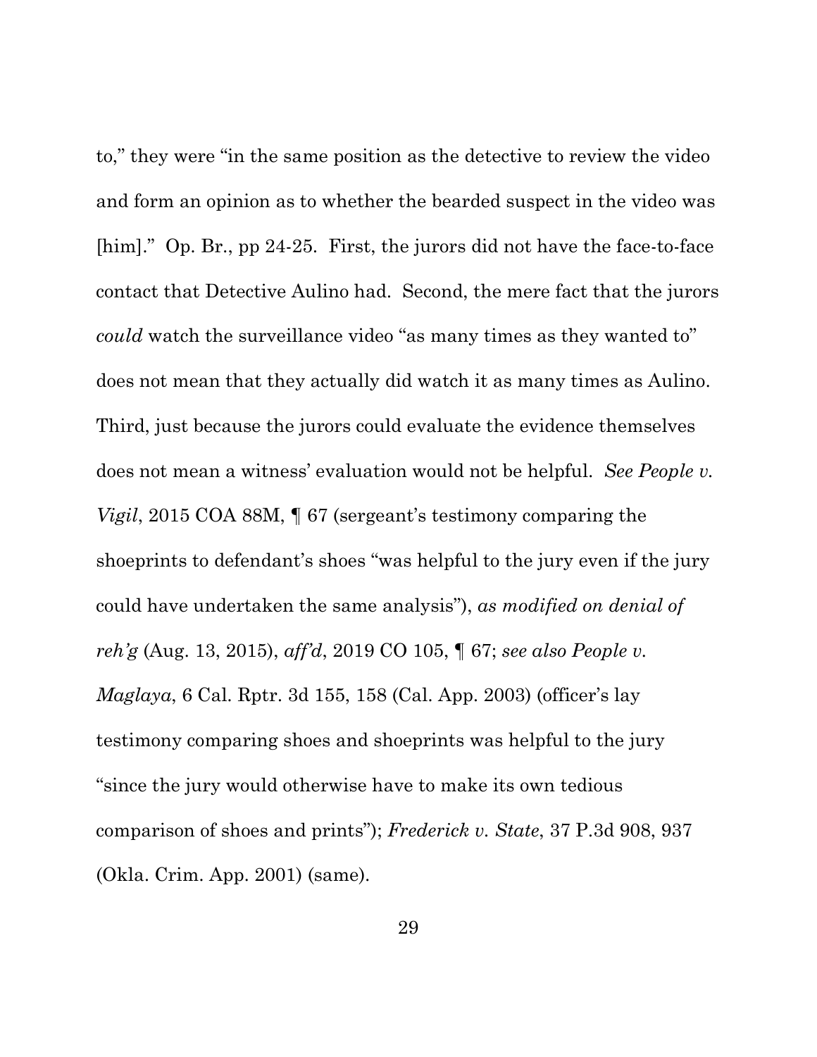to," they were "in the same position as the detective to review the video and form an opinion as to whether the bearded suspect in the video was [him]." Op. Br., pp 24-25. First, the jurors did not have the face-to-face contact that Detective Aulino had. Second, the mere fact that the jurors *could* watch the surveillance video "as many times as they wanted to" does not mean that they actually did watch it as many times as Aulino. Third, just because the jurors could evaluate the evidence themselves does not mean a witness' evaluation would not be helpful. *See People v. Vigil*, 2015 COA 88M, ¶ 67 (sergeant's testimony comparing the shoeprints to defendant's shoes "was helpful to the jury even if the jury could have undertaken the same analysis"), *as modified on denial of reh'g* (Aug. 13, 2015), *aff'd*, 2019 CO 105, ¶ 67; *see also People v. Maglaya*, 6 Cal. Rptr. 3d 155, 158 (Cal. App. 2003) (officer's lay testimony comparing shoes and shoeprints was helpful to the jury "since the jury would otherwise have to make its own tedious comparison of shoes and prints"); *Frederick v. State*, 37 P.3d 908, 937 (Okla. Crim. App. 2001) (same).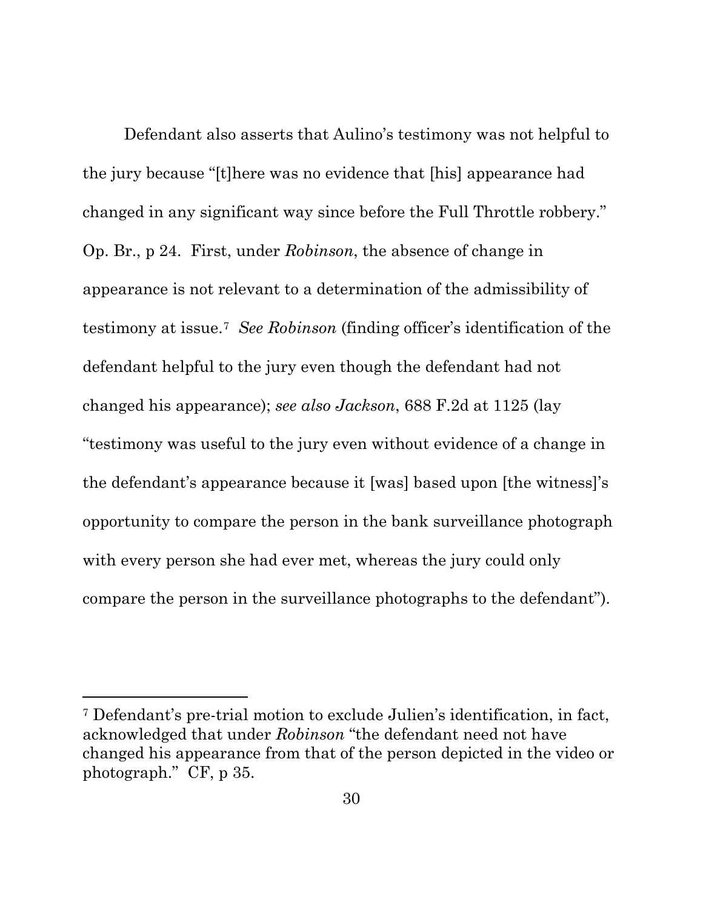Defendant also asserts that Aulino's testimony was not helpful to the jury because "[t]here was no evidence that [his] appearance had changed in any significant way since before the Full Throttle robbery." Op. Br., p 24. First, under *Robinson*, the absence of change in appearance is not relevant to a determination of the admissibility of testimony at issue.[7] *See Robinson* (finding officer's identification of the defendant helpful to the jury even though the defendant had not changed his appearance); *see also Jackson*, 688 F.2d at 1125 (lay "testimony was useful to the jury even without evidence of a change in the defendant's appearance because it [was] based upon [the witness]'s opportunity to compare the person in the bank surveillance photograph with every person she had ever met, whereas the jury could only compare the person in the surveillance photographs to the defendant").

---

[7] Defendant's pre-trial motion to exclude Julien's identification, in fact, acknowledged that under *Robinson* "the defendant need not have changed his appearance from that of the person depicted in the video or photograph." CF, p 35.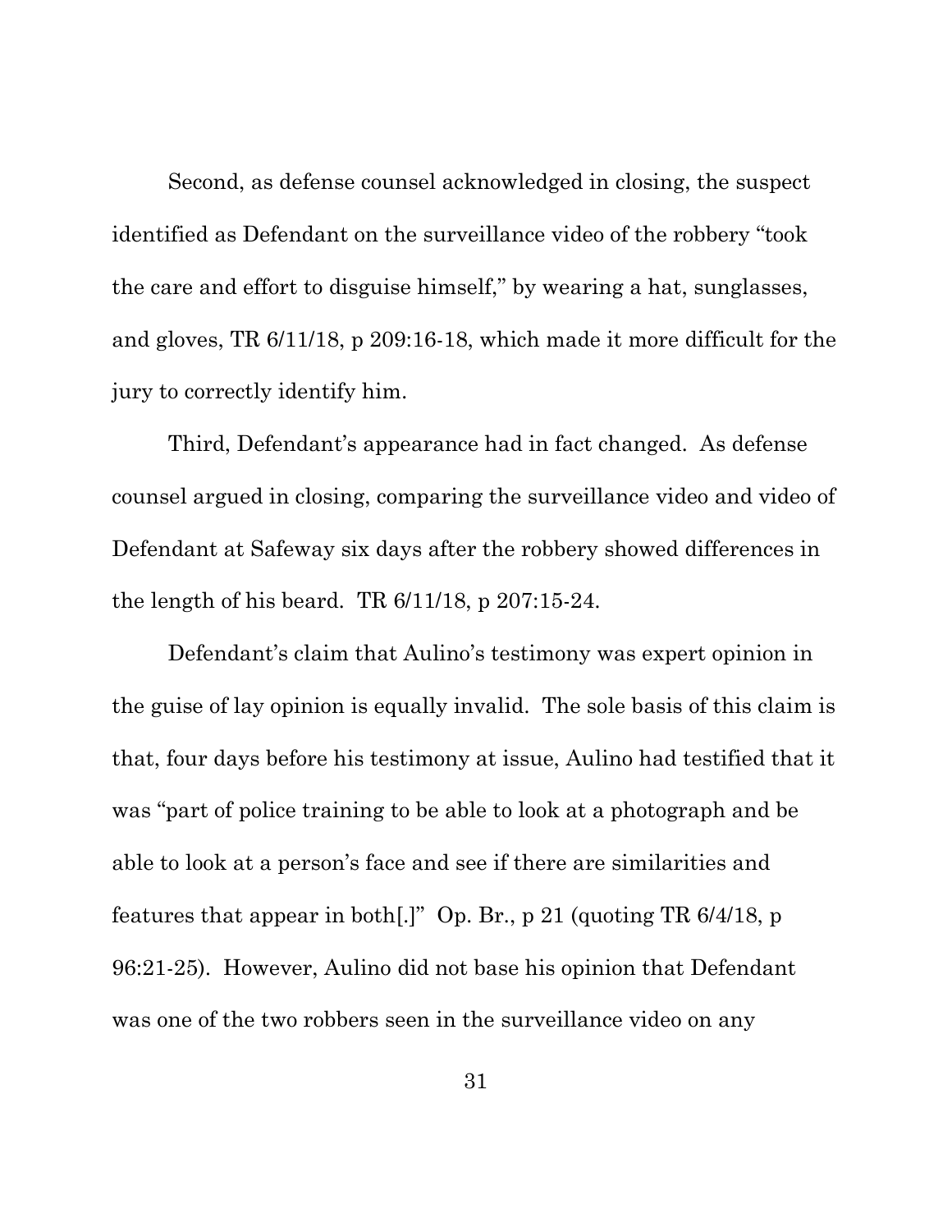Second, as defense counsel acknowledged in closing, the suspect identified as Defendant on the surveillance video of the robbery "took the care and effort to disguise himself," by wearing a hat, sunglasses, and gloves, TR 6/11/18, p 209:16-18, which made it more difficult for the jury to correctly identify him.

Third, Defendant's appearance had in fact changed. As defense counsel argued in closing, comparing the surveillance video and video of Defendant at Safeway six days after the robbery showed differences in the length of his beard. TR 6/11/18, p 207:15-24.

Defendant's claim that Aulino's testimony was expert opinion in the guise of lay opinion is equally invalid. The sole basis of this claim is that, four days before his testimony at issue, Aulino had testified that it was "part of police training to be able to look at a photograph and be able to look at a person's face and see if there are similarities and features that appear in both[.]" Op. Br., p 21 (quoting TR 6/4/18, p 96:21-25). However, Aulino did not base his opinion that Defendant was one of the two robbers seen in the surveillance video on any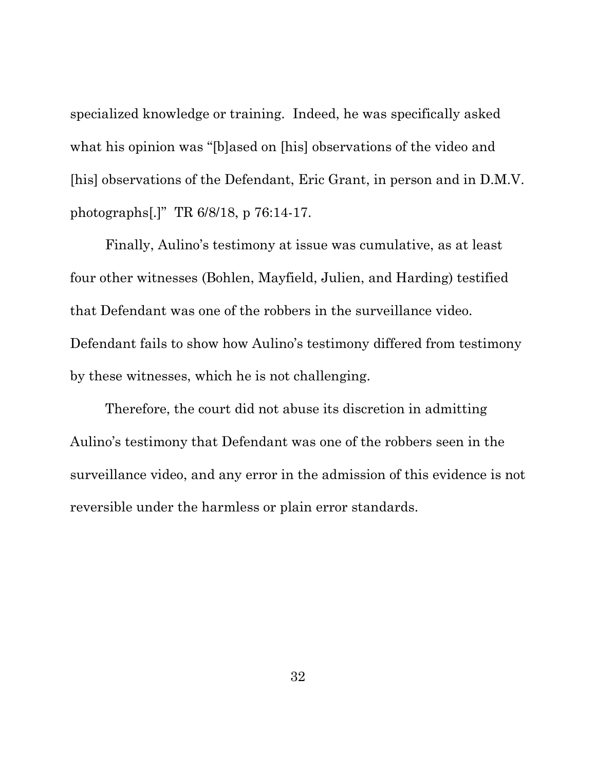specialized knowledge or training. Indeed, he was specifically asked what his opinion was "[b]ased on [his] observations of the video and [his] observations of the Defendant, Eric Grant, in person and in D.M.V. photographs[.]" TR 6/8/18, p 76:14-17.

Finally, Aulino's testimony at issue was cumulative, as at least four other witnesses (Bohlen, Mayfield, Julien, and Harding) testified that Defendant was one of the robbers in the surveillance video. Defendant fails to show how Aulino's testimony differed from testimony by these witnesses, which he is not challenging.

Therefore, the court did not abuse its discretion in admitting Aulino's testimony that Defendant was one of the robbers seen in the surveillance video, and any error in the admission of this evidence is not reversible under the harmless or plain error standards.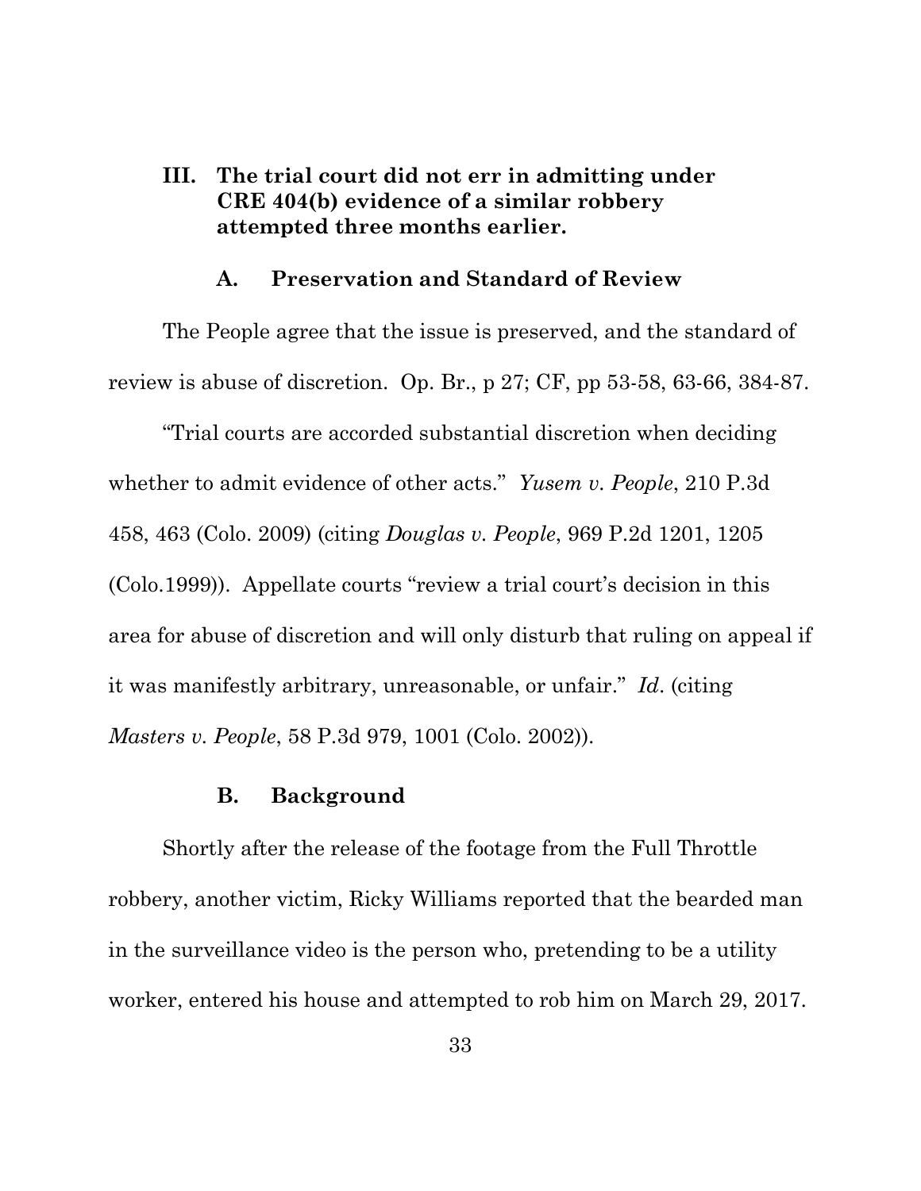## III. The trial court did not err in admitting under CRE 404(b) evidence of a similar robbery attempted three months earlier.

### A. Preservation and Standard of Review

The People agree that the issue is preserved, and the standard of review is abuse of discretion. Op. Br., p 27; CF, pp 53-58, 63-66, 384-87.

"Trial courts are accorded substantial discretion when deciding whether to admit evidence of other acts." *Yusem v. People*, 210 P.3d 458, 463 (Colo. 2009) (citing *Douglas v. People*, 969 P.2d 1201, 1205 (Colo.1999)). Appellate courts "review a trial court's decision in this area for abuse of discretion and will only disturb that ruling on appeal if it was manifestly arbitrary, unreasonable, or unfair." *Id*. (citing *Masters v. People*, 58 P.3d 979, 1001 (Colo. 2002)).

### B. Background

Shortly after the release of the footage from the Full Throttle robbery, another victim, Ricky Williams reported that the bearded man in the surveillance video is the person who, pretending to be a utility worker, entered his house and attempted to rob him on March 29, 2017.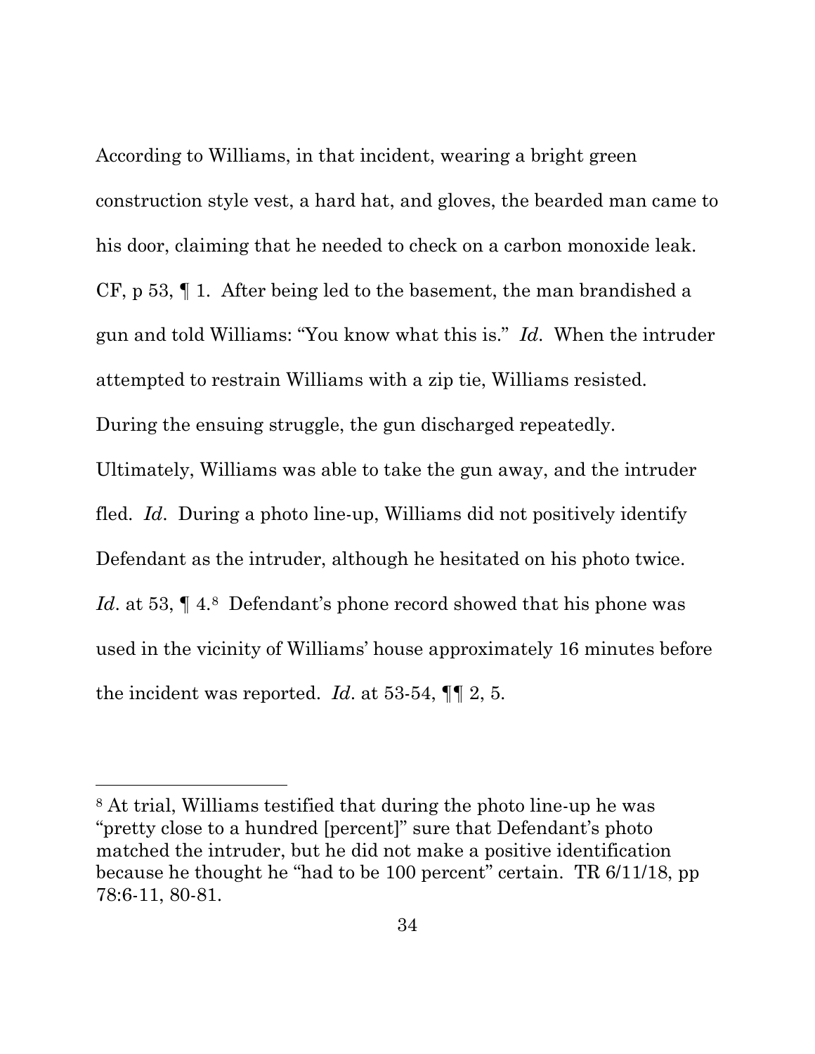According to Williams, in that incident, wearing a bright green construction style vest, a hard hat, and gloves, the bearded man came to his door, claiming that he needed to check on a carbon monoxide leak. CF, p 53, ¶ 1. After being led to the basement, the man brandished a gun and told Williams: "You know what this is." *Id*. When the intruder attempted to restrain Williams with a zip tie, Williams resisted. During the ensuing struggle, the gun discharged repeatedly. Ultimately, Williams was able to take the gun away, and the intruder fled. *Id*. During a photo line-up, Williams did not positively identify Defendant as the intruder, although he hesitated on his photo twice. *Id*. at 53, ¶ 4.[8] Defendant's phone record showed that his phone was used in the vicinity of Williams' house approximately 16 minutes before the incident was reported. *Id*. at 53-54, ¶¶ 2, 5.

---

[8] At trial, Williams testified that during the photo line-up he was "pretty close to a hundred [percent]" sure that Defendant's photo matched the intruder, but he did not make a positive identification because he thought he "had to be 100 percent" certain. TR 6/11/18, pp 78:6-11, 80-81.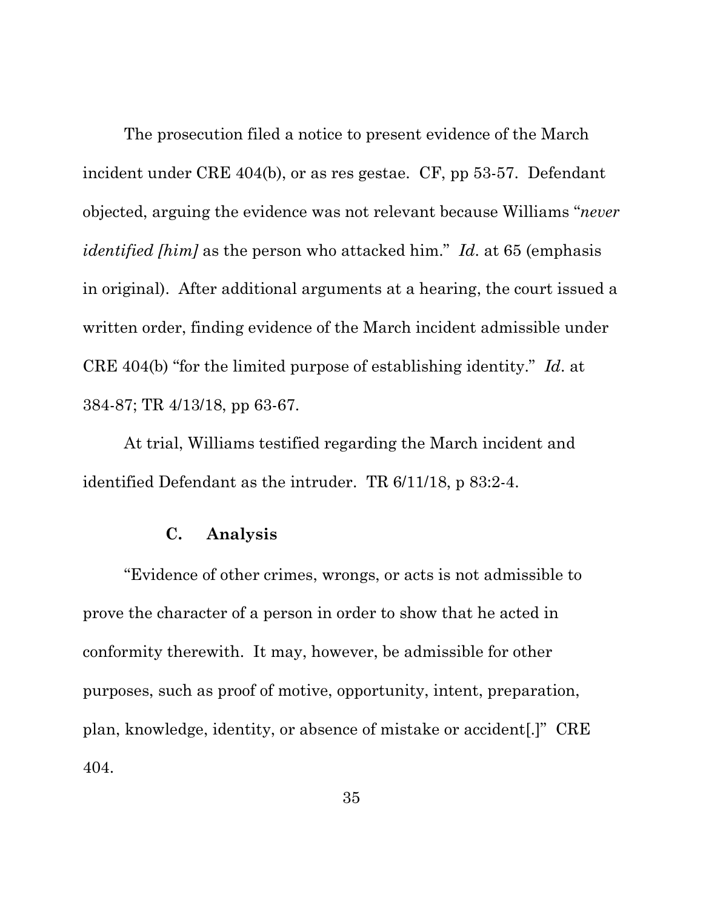The prosecution filed a notice to present evidence of the March incident under CRE 404(b), or as res gestae. CF, pp 53-57. Defendant objected, arguing the evidence was not relevant because Williams "*never identified [him]* as the person who attacked him." *Id*. at 65 (emphasis in original). After additional arguments at a hearing, the court issued a written order, finding evidence of the March incident admissible under CRE 404(b) "for the limited purpose of establishing identity." *Id*. at 384-87; TR 4/13/18, pp 63-67.

At trial, Williams testified regarding the March incident and identified Defendant as the intruder. TR 6/11/18, p 83:2-4.

### C. Analysis

"Evidence of other crimes, wrongs, or acts is not admissible to prove the character of a person in order to show that he acted in conformity therewith. It may, however, be admissible for other purposes, such as proof of motive, opportunity, intent, preparation, plan, knowledge, identity, or absence of mistake or accident[.]" CRE 404.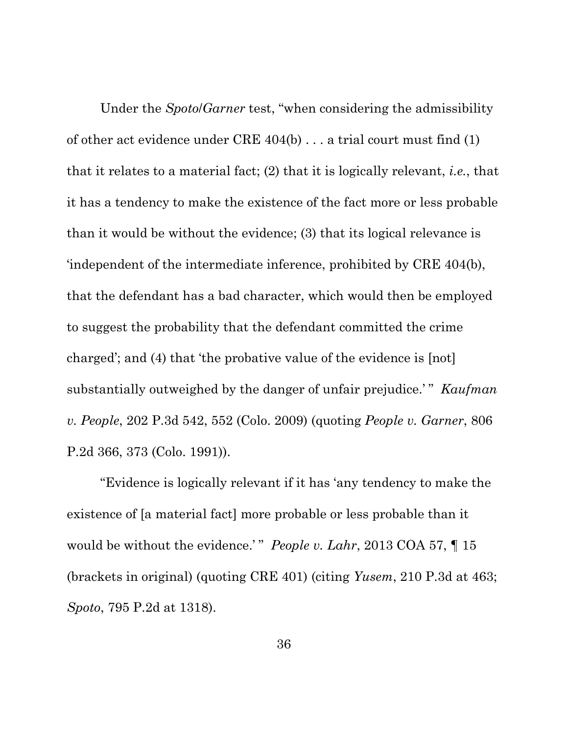Under the *Spoto/Garner* test, "when considering the admissibility of other act evidence under CRE 404(b) . . . a trial court must find (1) that it relates to a material fact; (2) that it is logically relevant, *i.e.*, that it has a tendency to make the existence of the fact more or less probable than it would be without the evidence; (3) that its logical relevance is 'independent of the intermediate inference, prohibited by CRE 404(b), that the defendant has a bad character, which would then be employed to suggest the probability that the defendant committed the crime charged'; and (4) that 'the probative value of the evidence is [not] substantially outweighed by the danger of unfair prejudice.' " *Kaufman v. People*, 202 P.3d 542, 552 (Colo. 2009) (quoting *People v. Garner*, 806 P.2d 366, 373 (Colo. 1991)).

"Evidence is logically relevant if it has 'any tendency to make the existence of [a material fact] more probable or less probable than it would be without the evidence.' " *People v. Lahr*, 2013 COA 57, ¶ 15 (brackets in original) (quoting CRE 401) (citing *Yusem*, 210 P.3d at 463; *Spoto*, 795 P.2d at 1318).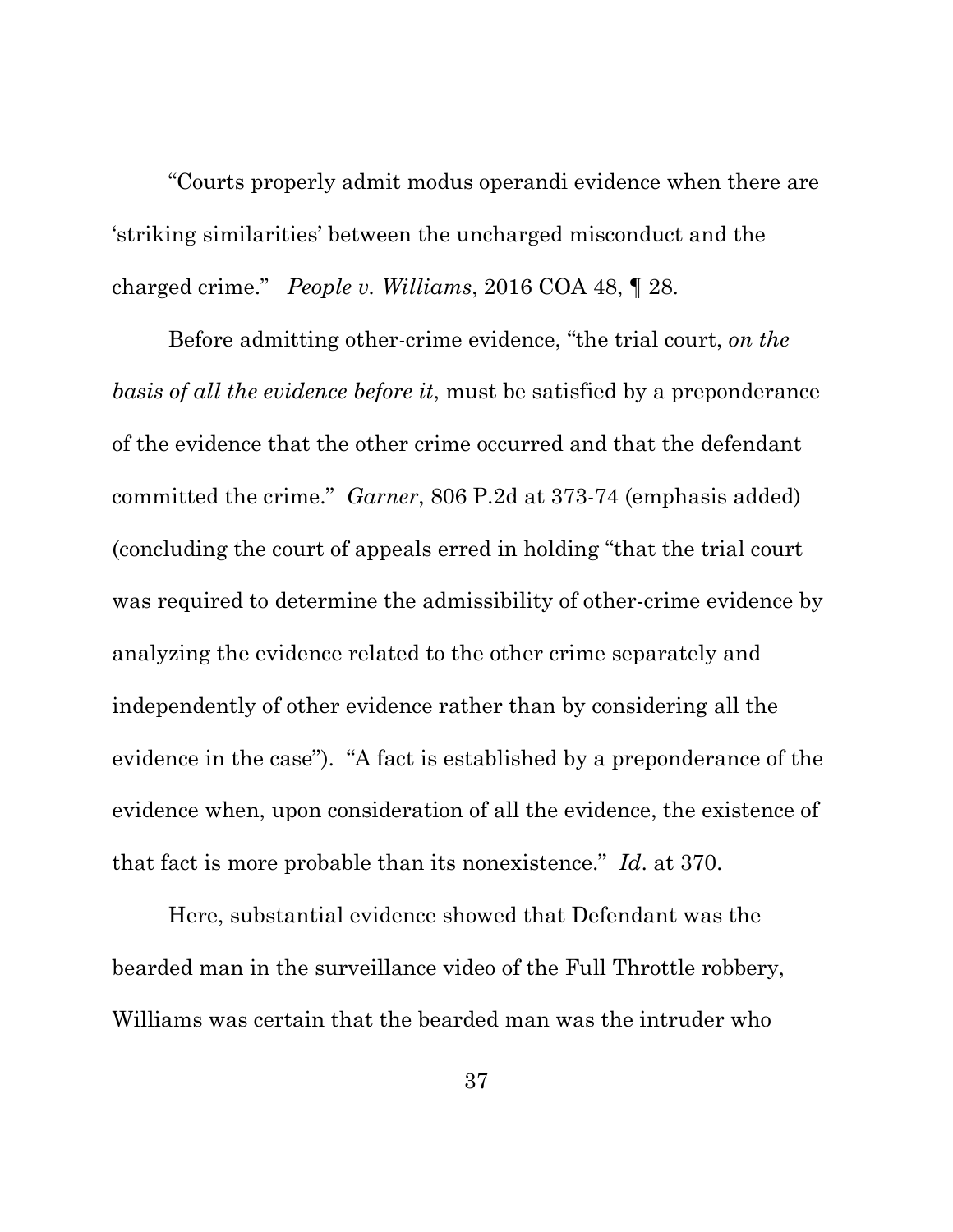"Courts properly admit modus operandi evidence when there are 'striking similarities' between the uncharged misconduct and the charged crime." *People v. Williams*, 2016 COA 48, ¶ 28.

Before admitting other-crime evidence, "the trial court, *on the basis of all the evidence before it*, must be satisfied by a preponderance of the evidence that the other crime occurred and that the defendant committed the crime." *Garner*, 806 P.2d at 373-74 (emphasis added) (concluding the court of appeals erred in holding "that the trial court was required to determine the admissibility of other-crime evidence by analyzing the evidence related to the other crime separately and independently of other evidence rather than by considering all the evidence in the case"). "A fact is established by a preponderance of the evidence when, upon consideration of all the evidence, the existence of that fact is more probable than its nonexistence." *Id*. at 370.

Here, substantial evidence showed that Defendant was the bearded man in the surveillance video of the Full Throttle robbery, Williams was certain that the bearded man was the intruder who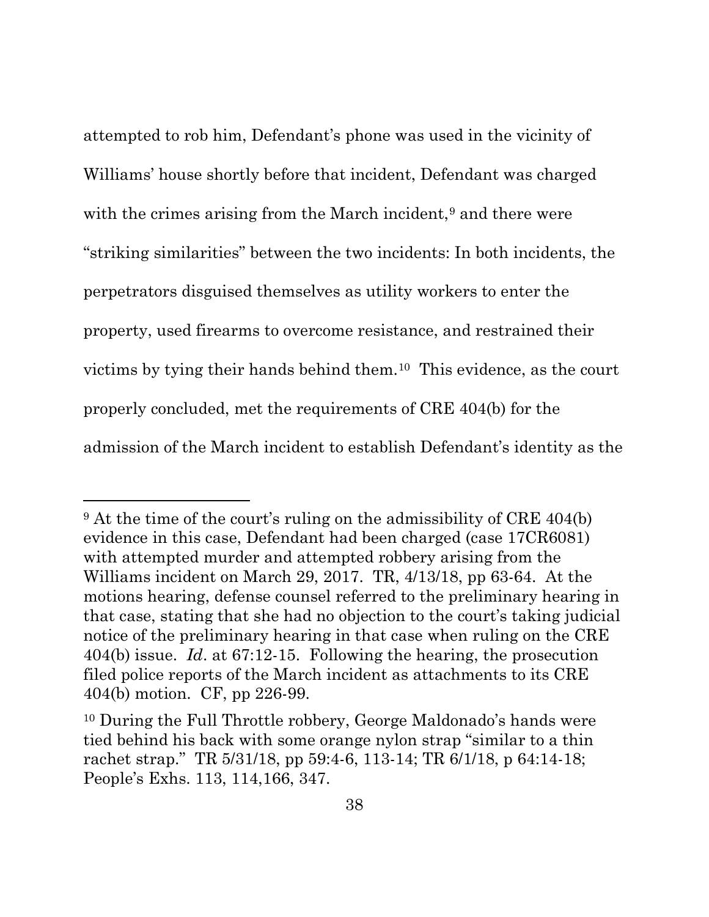attempted to rob him, Defendant's phone was used in the vicinity of Williams' house shortly before that incident, Defendant was charged with the crimes arising from the March incident,[9] and there were "striking similarities" between the two incidents: In both incidents, the perpetrators disguised themselves as utility workers to enter the property, used firearms to overcome resistance, and restrained their victims by tying their hands behind them.[10] This evidence, as the court properly concluded, met the requirements of CRE 404(b) for the admission of the March incident to establish Defendant's identity as the

---

[9] At the time of the court's ruling on the admissibility of CRE 404(b) evidence in this case, Defendant had been charged (case 17CR6081) with attempted murder and attempted robbery arising from the Williams incident on March 29, 2017. TR, 4/13/18, pp 63-64. At the motions hearing, defense counsel referred to the preliminary hearing in that case, stating that she had no objection to the court's taking judicial notice of the preliminary hearing in that case when ruling on the CRE 404(b) issue. *Id*. at 67:12-15. Following the hearing, the prosecution filed police reports of the March incident as attachments to its CRE 404(b) motion. CF, pp 226-99.

[10] During the Full Throttle robbery, George Maldonado's hands were tied behind his back with some orange nylon strap "similar to a thin rachet strap." TR 5/31/18, pp 59:4-6, 113-14; TR 6/1/18, p 64:14-18; People's Exhs. 113, 114,166, 347.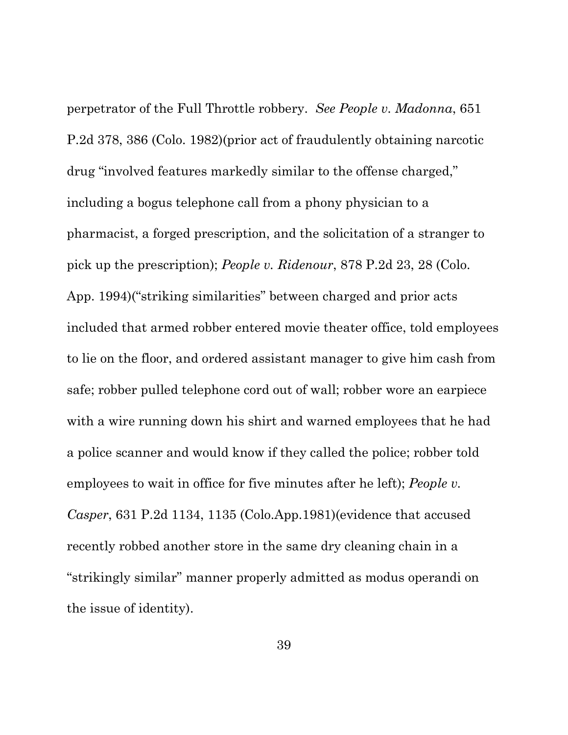perpetrator of the Full Throttle robbery. *See People v. Madonna*, 651 P.2d 378, 386 (Colo. 1982)(prior act of fraudulently obtaining narcotic drug "involved features markedly similar to the offense charged," including a bogus telephone call from a phony physician to a pharmacist, a forged prescription, and the solicitation of a stranger to pick up the prescription); *People v. Ridenour*, 878 P.2d 23, 28 (Colo. App. 1994)("striking similarities" between charged and prior acts included that armed robber entered movie theater office, told employees to lie on the floor, and ordered assistant manager to give him cash from safe; robber pulled telephone cord out of wall; robber wore an earpiece with a wire running down his shirt and warned employees that he had a police scanner and would know if they called the police; robber told employees to wait in office for five minutes after he left); *People v. Casper*, 631 P.2d 1134, 1135 (Colo.App.1981)(evidence that accused recently robbed another store in the same dry cleaning chain in a "strikingly similar" manner properly admitted as modus operandi on the issue of identity).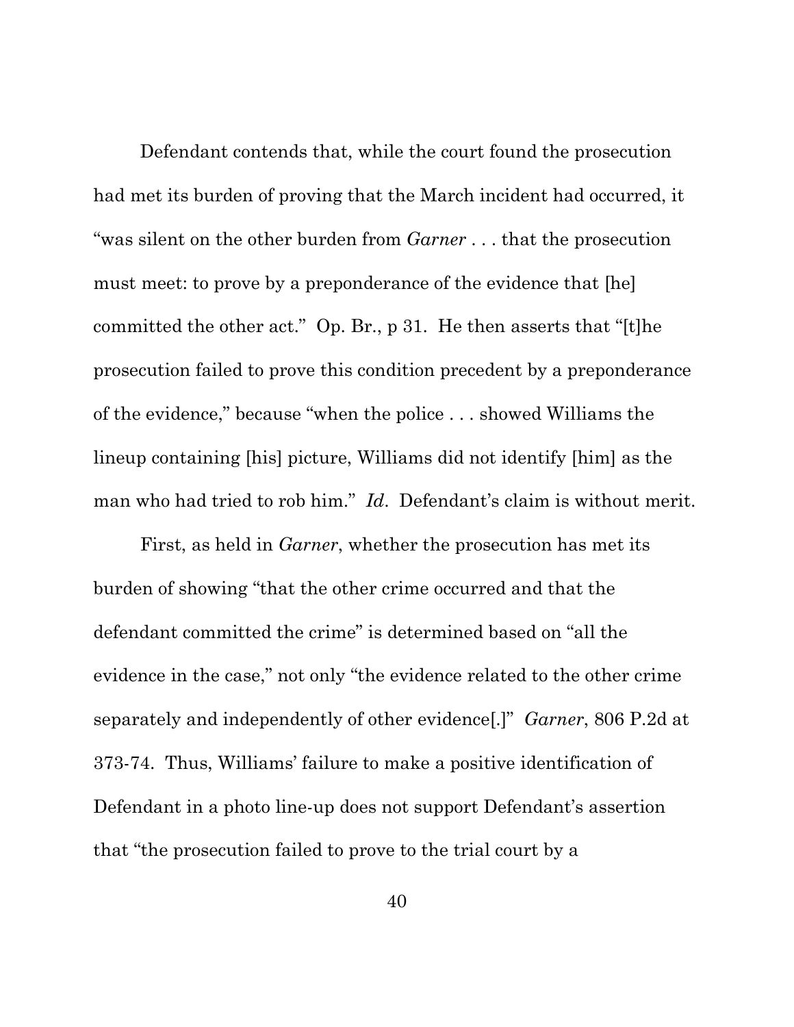Defendant contends that, while the court found the prosecution had met its burden of proving that the March incident had occurred, it "was silent on the other burden from *Garner* . . . that the prosecution must meet: to prove by a preponderance of the evidence that [he] committed the other act." Op. Br., p 31. He then asserts that "[t]he prosecution failed to prove this condition precedent by a preponderance of the evidence," because "when the police . . . showed Williams the lineup containing [his] picture, Williams did not identify [him] as the man who had tried to rob him." *Id*. Defendant's claim is without merit.

First, as held in *Garner*, whether the prosecution has met its burden of showing "that the other crime occurred and that the defendant committed the crime" is determined based on "all the evidence in the case," not only "the evidence related to the other crime separately and independently of other evidence[.]" *Garner*, 806 P.2d at 373-74. Thus, Williams' failure to make a positive identification of Defendant in a photo line-up does not support Defendant's assertion that "the prosecution failed to prove to the trial court by a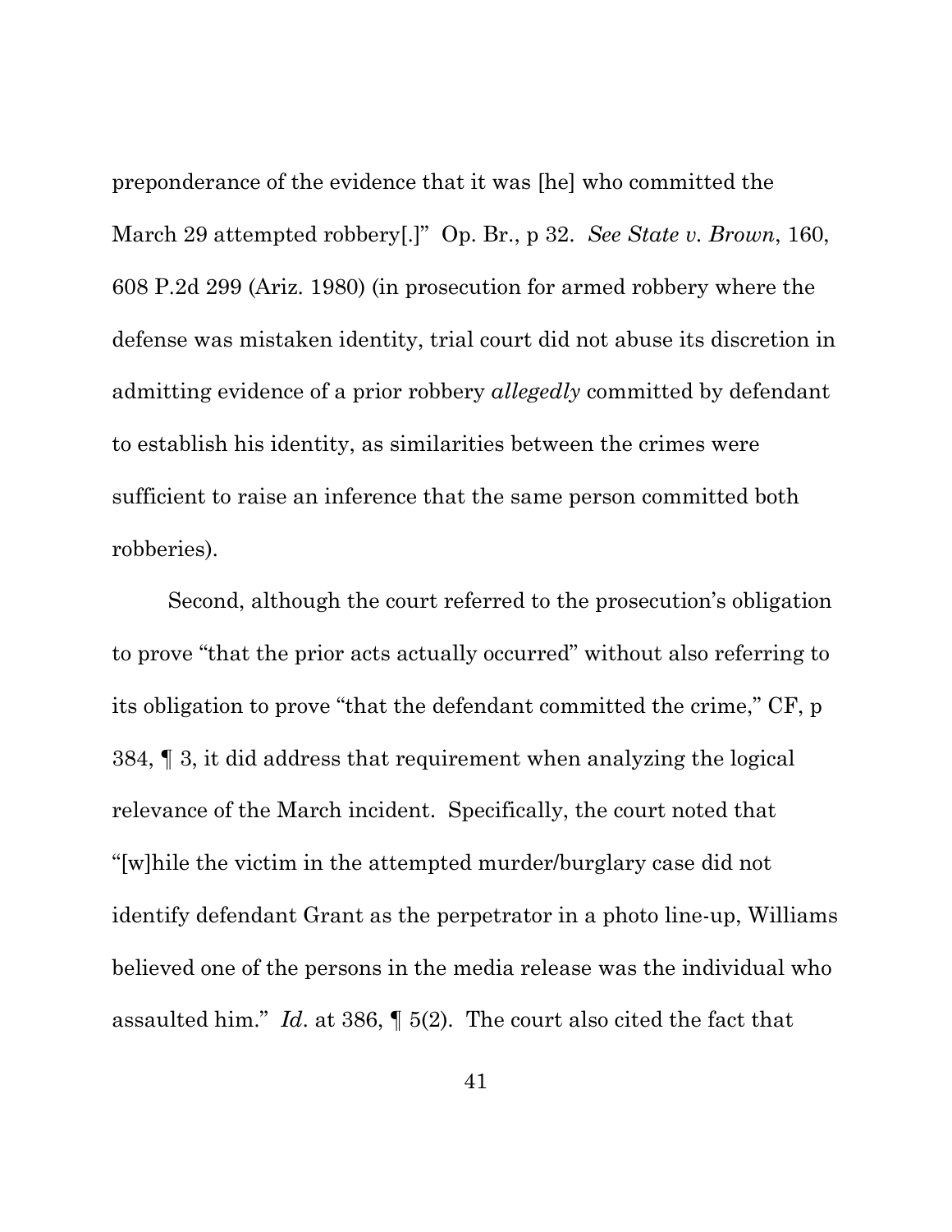preponderance of the evidence that it was [he] who committed the March 29 attempted robbery[.]" Op. Br., p 32. *See State v. Brown*, 160, 608 P.2d 299 (Ariz. 1980) (in prosecution for armed robbery where the defense was mistaken identity, trial court did not abuse its discretion in admitting evidence of a prior robbery *allegedly* committed by defendant to establish his identity, as similarities between the crimes were sufficient to raise an inference that the same person committed both robberies).

Second, although the court referred to the prosecution's obligation to prove "that the prior acts actually occurred" without also referring to its obligation to prove "that the defendant committed the crime," CF, p 384, ¶ 3, it did address that requirement when analyzing the logical relevance of the March incident. Specifically, the court noted that "[w]hile the victim in the attempted murder/burglary case did not identify defendant Grant as the perpetrator in a photo line-up, Williams believed one of the persons in the media release was the individual who assaulted him." *Id*. at 386, ¶ 5(2). The court also cited the fact that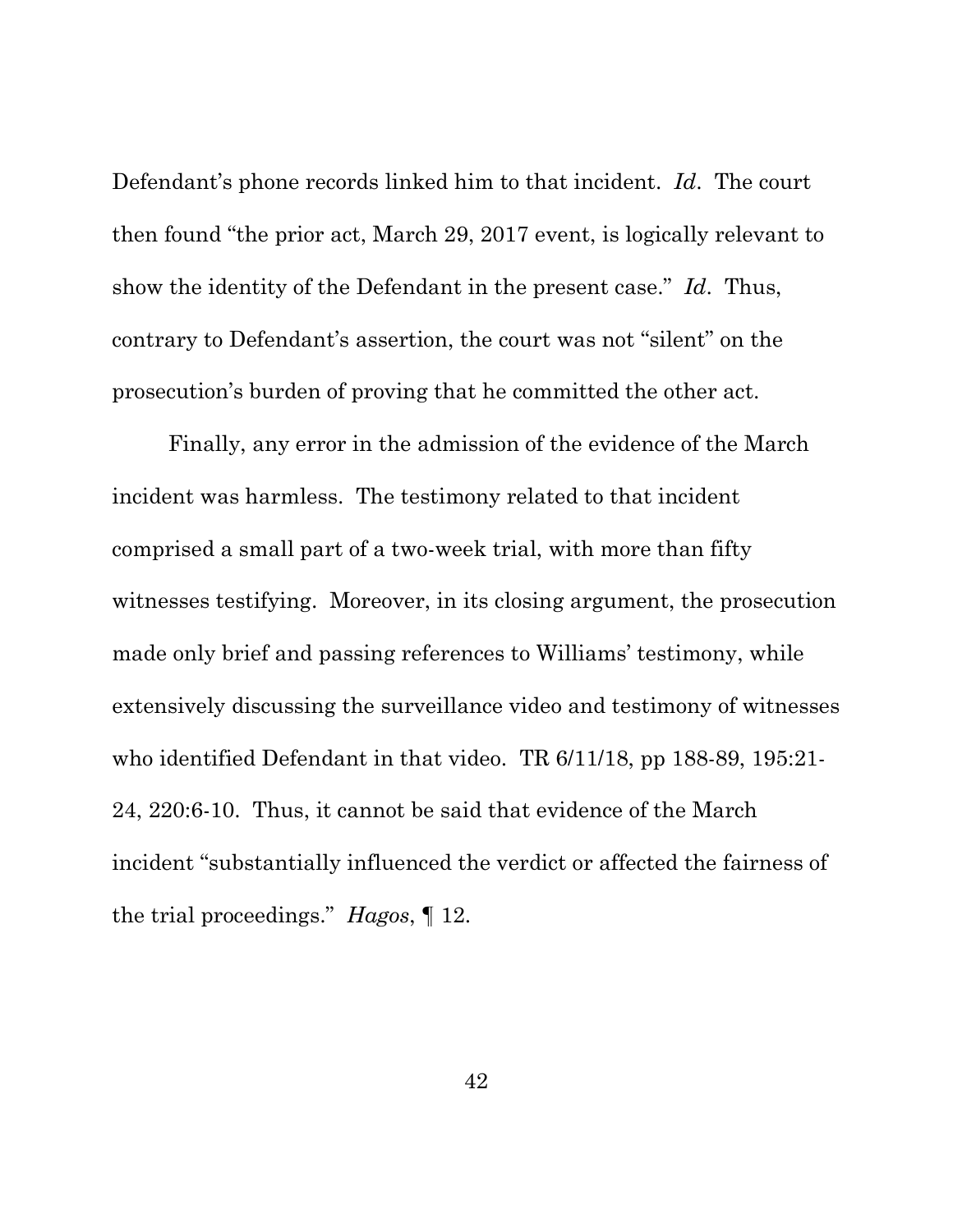Defendant's phone records linked him to that incident. *Id*. The court then found "the prior act, March 29, 2017 event, is logically relevant to show the identity of the Defendant in the present case." *Id*. Thus, contrary to Defendant's assertion, the court was not "silent" on the prosecution's burden of proving that he committed the other act.

Finally, any error in the admission of the evidence of the March incident was harmless. The testimony related to that incident comprised a small part of a two-week trial, with more than fifty witnesses testifying. Moreover, in its closing argument, the prosecution made only brief and passing references to Williams' testimony, while extensively discussing the surveillance video and testimony of witnesses who identified Defendant in that video. TR 6/11/18, pp 188-89, 195:21-24, 220:6-10. Thus, it cannot be said that evidence of the March incident "substantially influenced the verdict or affected the fairness of the trial proceedings." *Hagos*, ¶ 12.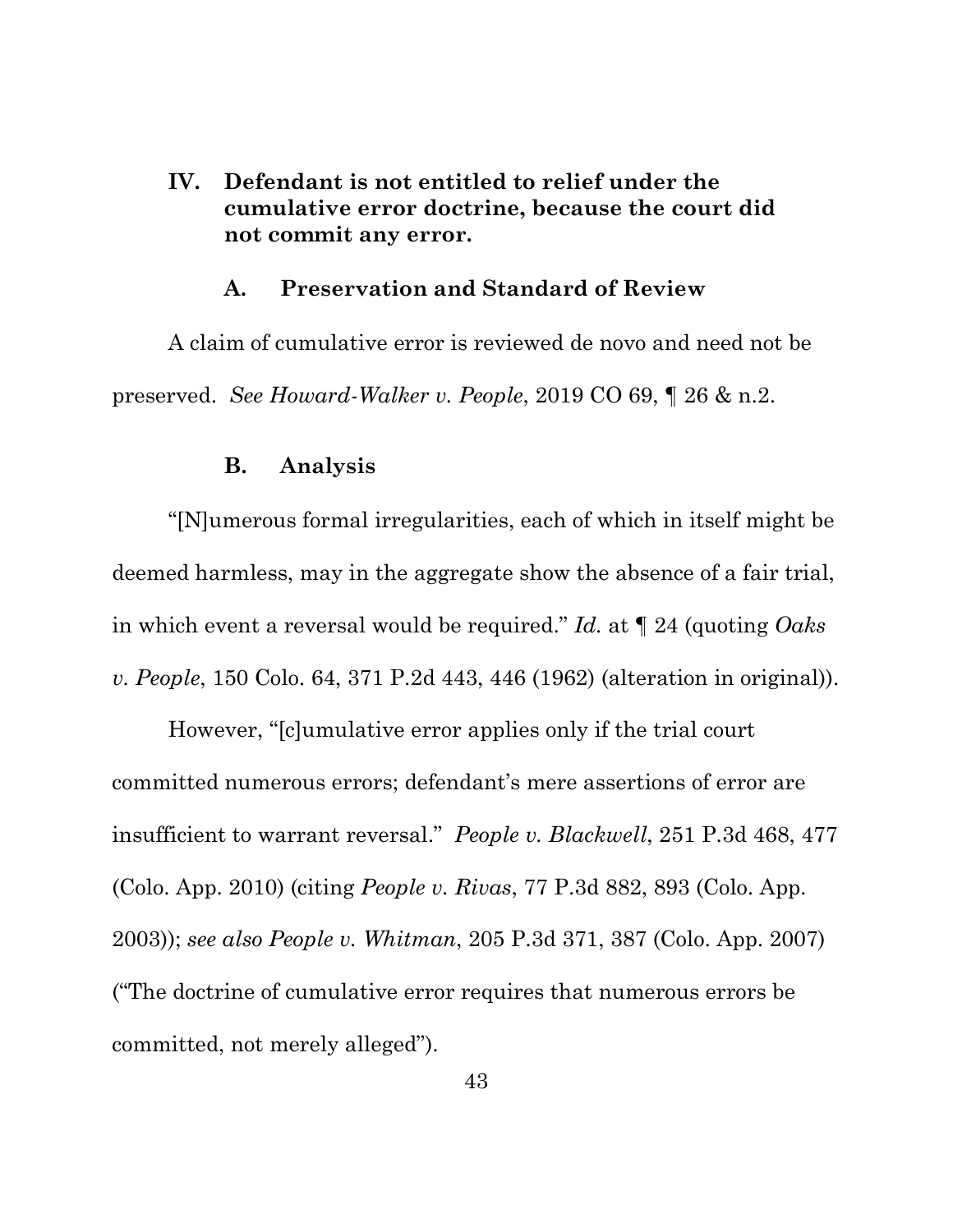## IV. Defendant is not entitled to relief under the cumulative error doctrine, because the court did not commit any error.

### A. Preservation and Standard of Review

A claim of cumulative error is reviewed de novo and need not be preserved. *See Howard-Walker v. People*, 2019 CO 69, ¶ 26 & n.2.

### B. Analysis

"[N]umerous formal irregularities, each of which in itself might be deemed harmless, may in the aggregate show the absence of a fair trial, in which event a reversal would be required." *Id.* at ¶ 24 (quoting *Oaks v. People*, 150 Colo. 64, 371 P.2d 443, 446 (1962) (alteration in original)).

However, "[c]umulative error applies only if the trial court committed numerous errors; defendant's mere assertions of error are insufficient to warrant reversal." *People v. Blackwell*, 251 P.3d 468, 477 (Colo. App. 2010) (citing *People v. Rivas*, 77 P.3d 882, 893 (Colo. App. 2003)); *see also People v. Whitman*, 205 P.3d 371, 387 (Colo. App. 2007) ("The doctrine of cumulative error requires that numerous errors be committed, not merely alleged").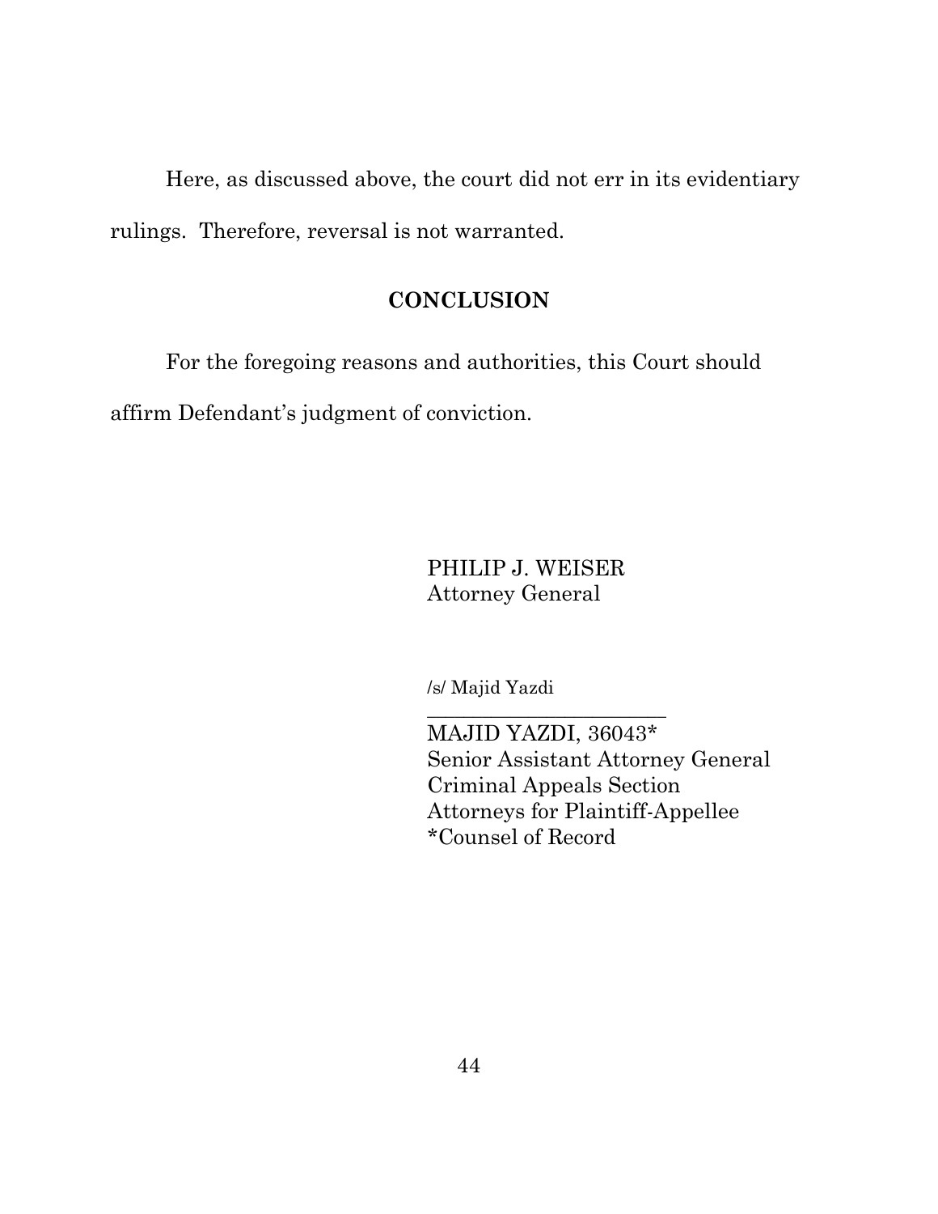Here, as discussed above, the court did not err in its evidentiary rulings. Therefore, reversal is not warranted.

## CONCLUSION

For the foregoing reasons and authorities, this Court should affirm Defendant's judgment of conviction.

PHILIP J. WEISER
Attorney General

/s/ Majid Yazdi
\_\_\_\_\_\_\_\_\_\_\_\_\_\_\_\_\_\_\_\_\_\_\_\_\_\_
MAJID YAZDI, 36043*
Senior Assistant Attorney General
Criminal Appeals Section
Attorneys for Plaintiff-Appellee
*Counsel of Record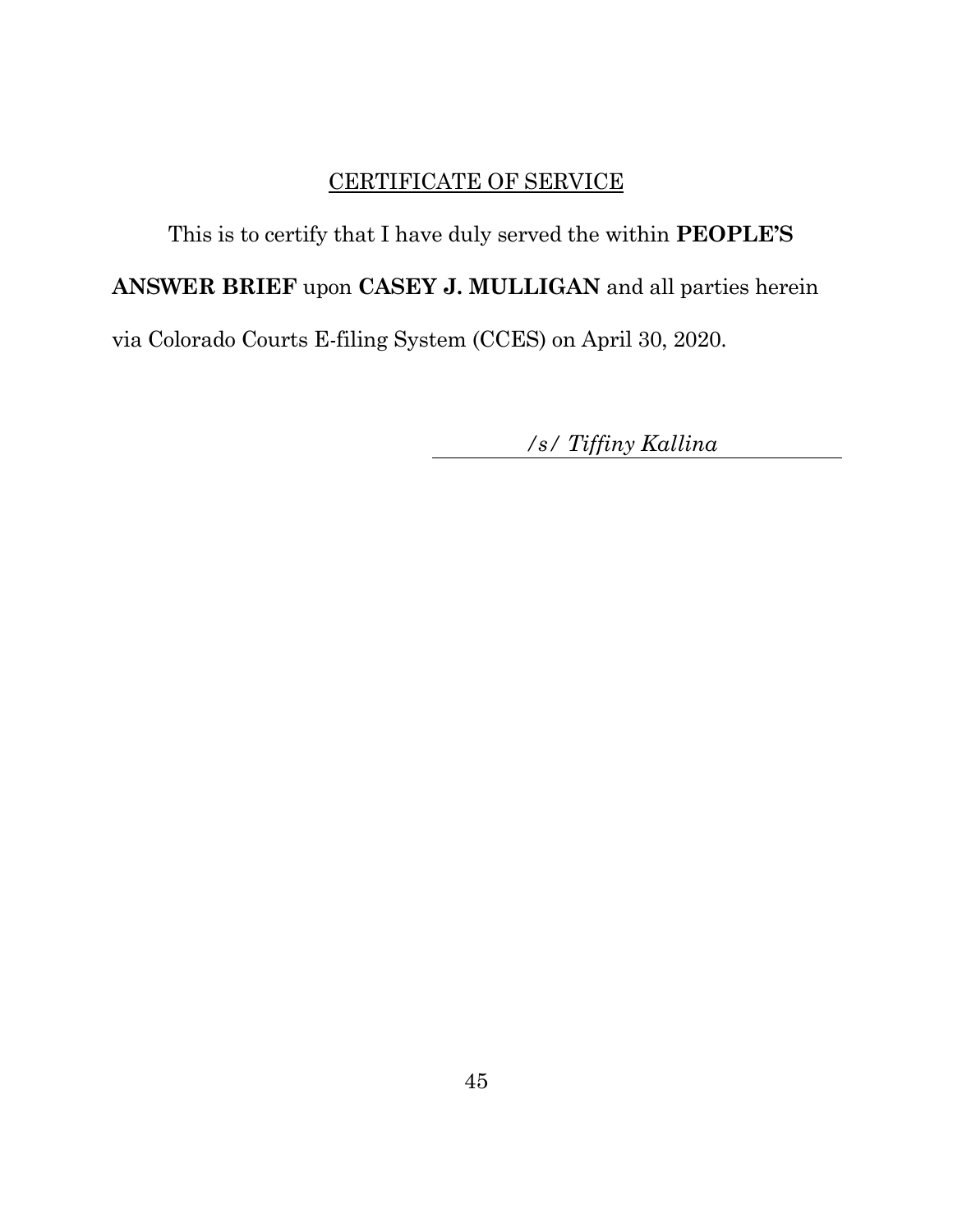## CERTIFICATE OF SERVICE

This is to certify that I have duly served the within **PEOPLE'S ANSWER BRIEF** upon **CASEY J. MULLIGAN** and all parties herein via Colorado Courts E-filing System (CCES) on April 30, 2020.

*/s/ Tiffiny Kallina*